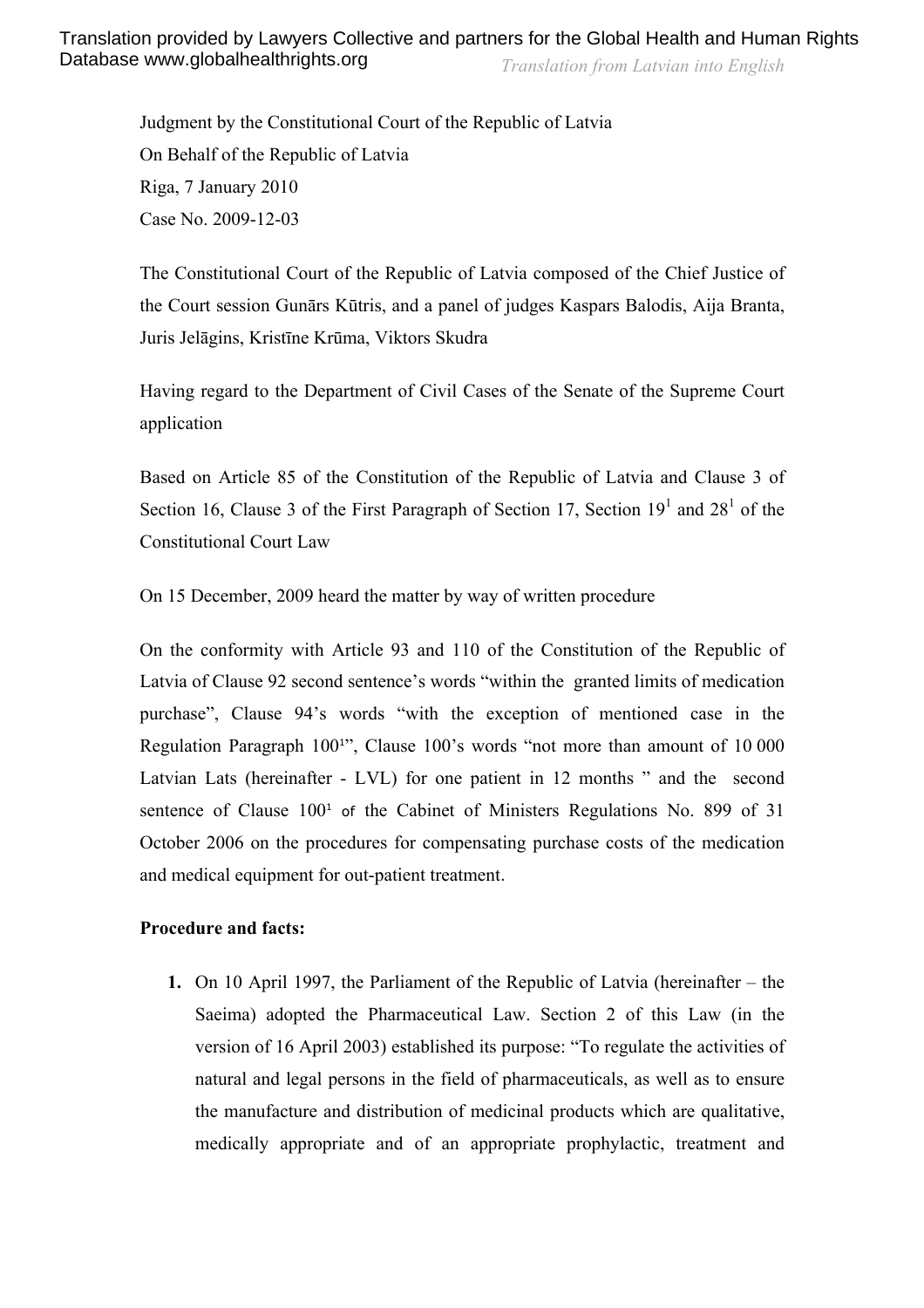Translation provided by Lawyers Collective and partners for the Global Health and Human Rights Database www.globalhealthrights.org

*Translation from Latvian into English*

Judgment by the Constitutional Court of the Republic of Latvia
On Behalf of the Republic of Latvia
Riga, 7 January 2010
Case No. 2009-12-03

The Constitutional Court of the Republic of Latvia composed of the Chief Justice of the Court session Gunārs Kūtris, and a panel of judges Kaspars Balodis, Aija Branta, Juris Jelāgins, Kristīne Krūma, Viktors Skudra

Having regard to the Department of Civil Cases of the Senate of the Supreme Court application

Based on Article 85 of the Constitution of the Republic of Latvia and Clause 3 of Section 16, Clause 3 of the First Paragraph of Section 17, Section 19[1] and 28[1] of the Constitutional Court Law

On 15 December, 2009 heard the matter by way of written procedure

On the conformity with Article 93 and 110 of the Constitution of the Republic of Latvia of Clause 92 second sentence's words "within the granted limits of medication purchase", Clause 94's words "with the exception of mentioned case in the Regulation Paragraph 100[1]", Clause 100's words "not more than amount of 10 000 Latvian Lats (hereinafter - LVL) for one patient in 12 months " and the second sentence of Clause 100[1] of the Cabinet of Ministers Regulations No. 899 of 31 October 2006 on the procedures for compensating purchase costs of the medication and medical equipment for out-patient treatment.

**Procedure and facts:**

1. On 10 April 1997, the Parliament of the Republic of Latvia (hereinafter – the Saeima) adopted the Pharmaceutical Law. Section 2 of this Law (in the version of 16 April 2003) established its purpose: "To regulate the activities of natural and legal persons in the field of pharmaceuticals, as well as to ensure the manufacture and distribution of medicinal products which are qualitative, medically appropriate and of an appropriate prophylactic, treatment and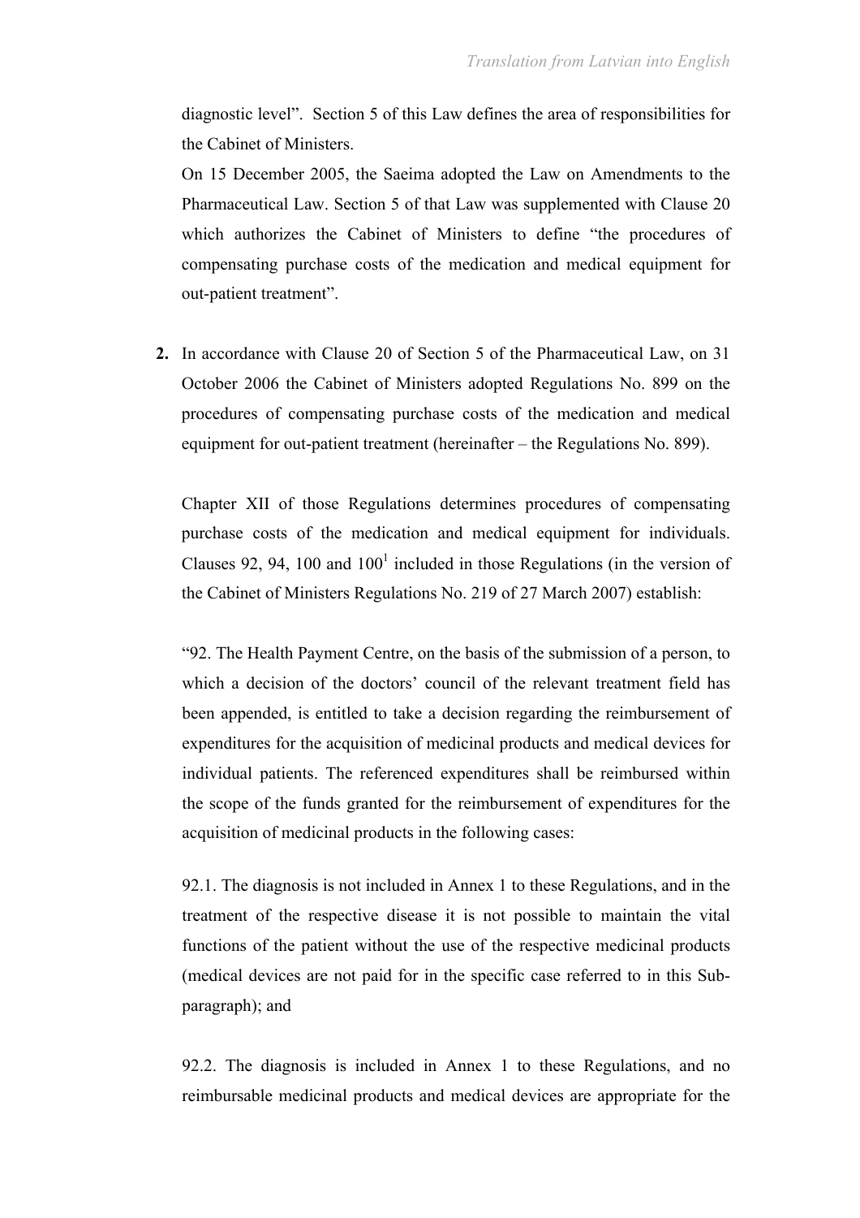diagnostic level". Section 5 of this Law defines the area of responsibilities for the Cabinet of Ministers.

On 15 December 2005, the Saeima adopted the Law on Amendments to the Pharmaceutical Law. Section 5 of that Law was supplemented with Clause 20 which authorizes the Cabinet of Ministers to define "the procedures of compensating purchase costs of the medication and medical equipment for out-patient treatment".

**2.** In accordance with Clause 20 of Section 5 of the Pharmaceutical Law, on 31 October 2006 the Cabinet of Ministers adopted Regulations No. 899 on the procedures of compensating purchase costs of the medication and medical equipment for out-patient treatment (hereinafter – the Regulations No. 899).

Chapter XII of those Regulations determines procedures of compensating purchase costs of the medication and medical equipment for individuals. Clauses 92, 94, 100 and 100[1] included in those Regulations (in the version of the Cabinet of Ministers Regulations No. 219 of 27 March 2007) establish:

"92. The Health Payment Centre, on the basis of the submission of a person, to which a decision of the doctors' council of the relevant treatment field has been appended, is entitled to take a decision regarding the reimbursement of expenditures for the acquisition of medicinal products and medical devices for individual patients. The referenced expenditures shall be reimbursed within the scope of the funds granted for the reimbursement of expenditures for the acquisition of medicinal products in the following cases:

92.1. The diagnosis is not included in Annex 1 to these Regulations, and in the treatment of the respective disease it is not possible to maintain the vital functions of the patient without the use of the respective medicinal products (medical devices are not paid for in the specific case referred to in this Sub-paragraph); and

92.2. The diagnosis is included in Annex 1 to these Regulations, and no reimbursable medicinal products and medical devices are appropriate for the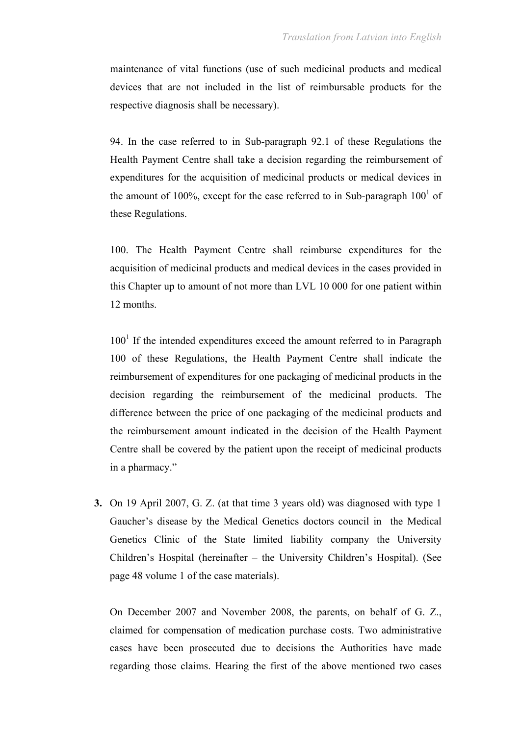maintenance of vital functions (use of such medicinal products and medical devices that are not included in the list of reimbursable products for the respective diagnosis shall be necessary).

94. In the case referred to in Sub-paragraph 92.1 of these Regulations the Health Payment Centre shall take a decision regarding the reimbursement of expenditures for the acquisition of medicinal products or medical devices in the amount of 100%, except for the case referred to in Sub-paragraph 100[1] of these Regulations.

100. The Health Payment Centre shall reimburse expenditures for the acquisition of medicinal products and medical devices in the cases provided in this Chapter up to amount of not more than LVL 10 000 for one patient within 12 months.

100[1] If the intended expenditures exceed the amount referred to in Paragraph 100 of these Regulations, the Health Payment Centre shall indicate the reimbursement of expenditures for one packaging of medicinal products in the decision regarding the reimbursement of the medicinal products. The difference between the price of one packaging of the medicinal products and the reimbursement amount indicated in the decision of the Health Payment Centre shall be covered by the patient upon the receipt of medicinal products in a pharmacy."

**3.** On 19 April 2007, G. Z. (at that time 3 years old) was diagnosed with type 1 Gaucher's disease by the Medical Genetics doctors council in the Medical Genetics Clinic of the State limited liability company the University Children's Hospital (hereinafter – the University Children's Hospital). (See page 48 volume 1 of the case materials).

On December 2007 and November 2008, the parents, on behalf of G. Z., claimed for compensation of medication purchase costs. Two administrative cases have been prosecuted due to decisions the Authorities have made regarding those claims. Hearing the first of the above mentioned two cases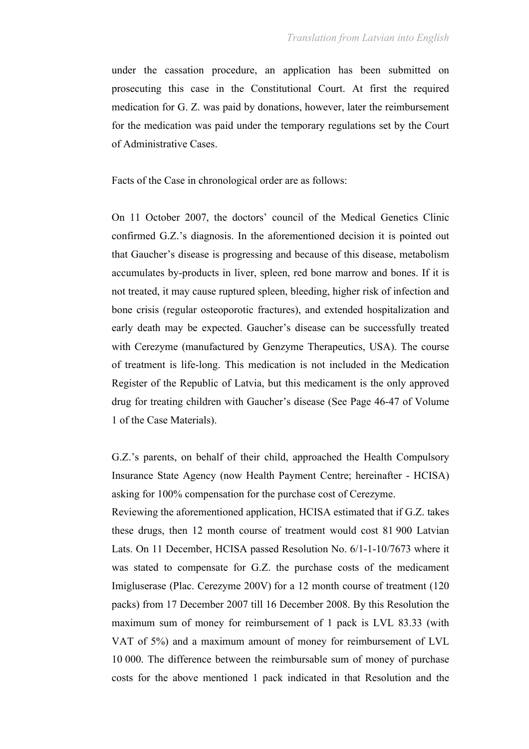under the cassation procedure, an application has been submitted on prosecuting this case in the Constitutional Court. At first the required medication for G. Z. was paid by donations, however, later the reimbursement for the medication was paid under the temporary regulations set by the Court of Administrative Cases.

Facts of the Case in chronological order are as follows:

On 11 October 2007, the doctors' council of the Medical Genetics Clinic confirmed G.Z.'s diagnosis. In the aforementioned decision it is pointed out that Gaucher's disease is progressing and because of this disease, metabolism accumulates by-products in liver, spleen, red bone marrow and bones. If it is not treated, it may cause ruptured spleen, bleeding, higher risk of infection and bone crisis (regular osteoporotic fractures), and extended hospitalization and early death may be expected. Gaucher's disease can be successfully treated with Cerezyme (manufactured by Genzyme Therapeutics, USA). The course of treatment is life-long. This medication is not included in the Medication Register of the Republic of Latvia, but this medicament is the only approved drug for treating children with Gaucher's disease (See Page 46-47 of Volume 1 of the Case Materials).

G.Z.'s parents, on behalf of their child, approached the Health Compulsory Insurance State Agency (now Health Payment Centre; hereinafter - HCISA) asking for 100% compensation for the purchase cost of Cerezyme.
Reviewing the aforementioned application, HCISA estimated that if G.Z. takes these drugs, then 12 month course of treatment would cost 81 900 Latvian Lats. On 11 December, HCISA passed Resolution No. 6/1-1-10/7673 where it was stated to compensate for G.Z. the purchase costs of the medicament Imiglucerase (Plac. Cerezyme 200V) for a 12 month course of treatment (120 packs) from 17 December 2007 till 16 December 2008. By this Resolution the maximum sum of money for reimbursement of 1 pack is LVL 83.33 (with VAT of 5%) and a maximum amount of money for reimbursement of LVL 10 000. The difference between the reimbursable sum of money of purchase costs for the above mentioned 1 pack indicated in that Resolution and the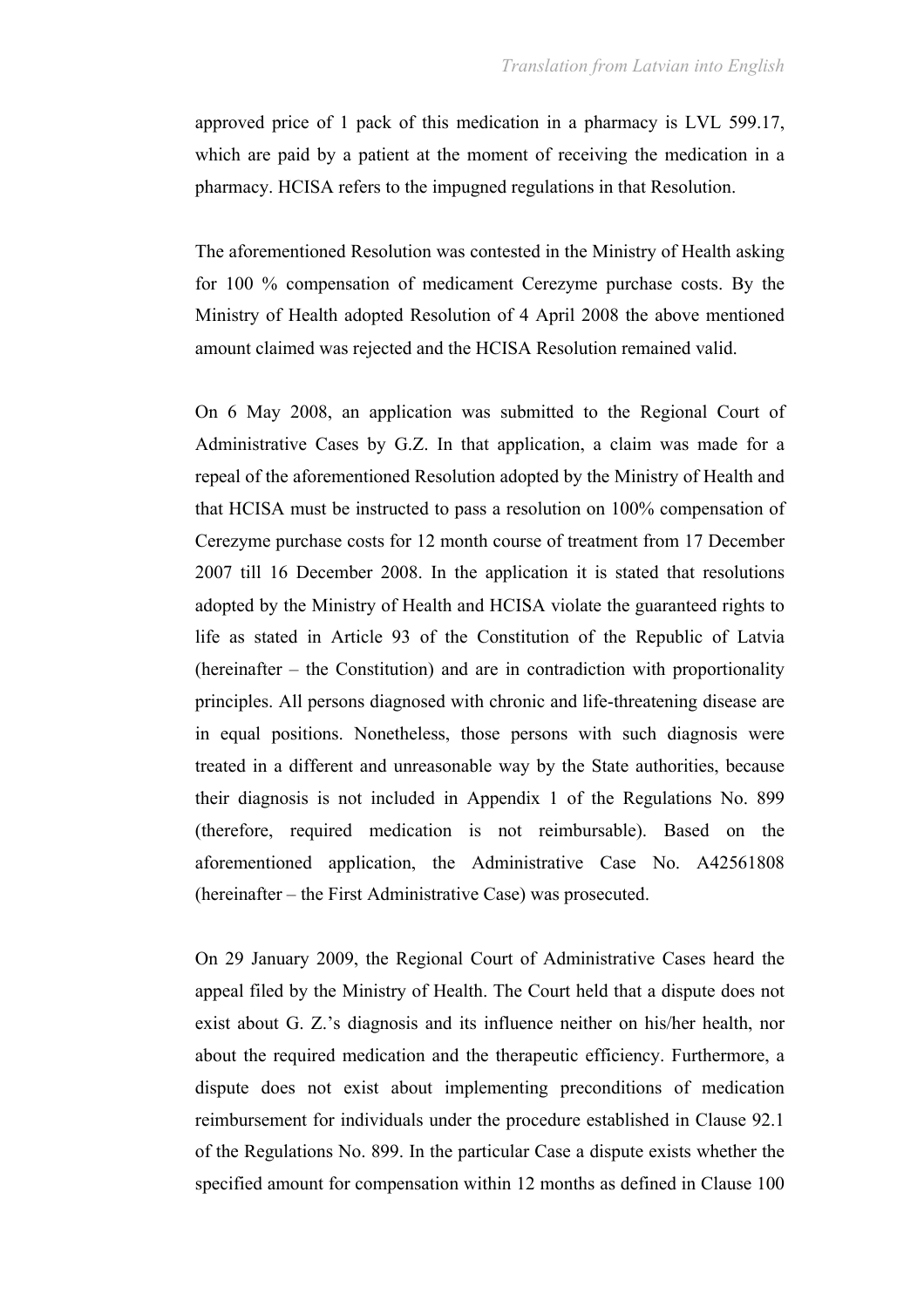approved price of 1 pack of this medication in a pharmacy is LVL 599.17, which are paid by a patient at the moment of receiving the medication in a pharmacy. HCISA refers to the impugned regulations in that Resolution.

The aforementioned Resolution was contested in the Ministry of Health asking for 100 % compensation of medicament Cerezyme purchase costs. By the Ministry of Health adopted Resolution of 4 April 2008 the above mentioned amount claimed was rejected and the HCISA Resolution remained valid.

On 6 May 2008, an application was submitted to the Regional Court of Administrative Cases by G.Z. In that application, a claim was made for a repeal of the aforementioned Resolution adopted by the Ministry of Health and that HCISA must be instructed to pass a resolution on 100% compensation of Cerezyme purchase costs for 12 month course of treatment from 17 December 2007 till 16 December 2008. In the application it is stated that resolutions adopted by the Ministry of Health and HCISA violate the guaranteed rights to life as stated in Article 93 of the Constitution of the Republic of Latvia (hereinafter – the Constitution) and are in contradiction with proportionality principles. All persons diagnosed with chronic and life-threatening disease are in equal positions. Nonetheless, those persons with such diagnosis were treated in a different and unreasonable way by the State authorities, because their diagnosis is not included in Appendix 1 of the Regulations No. 899 (therefore, required medication is not reimbursable). Based on the aforementioned application, the Administrative Case No. A42561808 (hereinafter – the First Administrative Case) was prosecuted.

On 29 January 2009, the Regional Court of Administrative Cases heard the appeal filed by the Ministry of Health. The Court held that a dispute does not exist about G. Z.'s diagnosis and its influence neither on his/her health, nor about the required medication and the therapeutic efficiency. Furthermore, a dispute does not exist about implementing preconditions of medication reimbursement for individuals under the procedure established in Clause 92.1 of the Regulations No. 899. In the particular Case a dispute exists whether the specified amount for compensation within 12 months as defined in Clause 100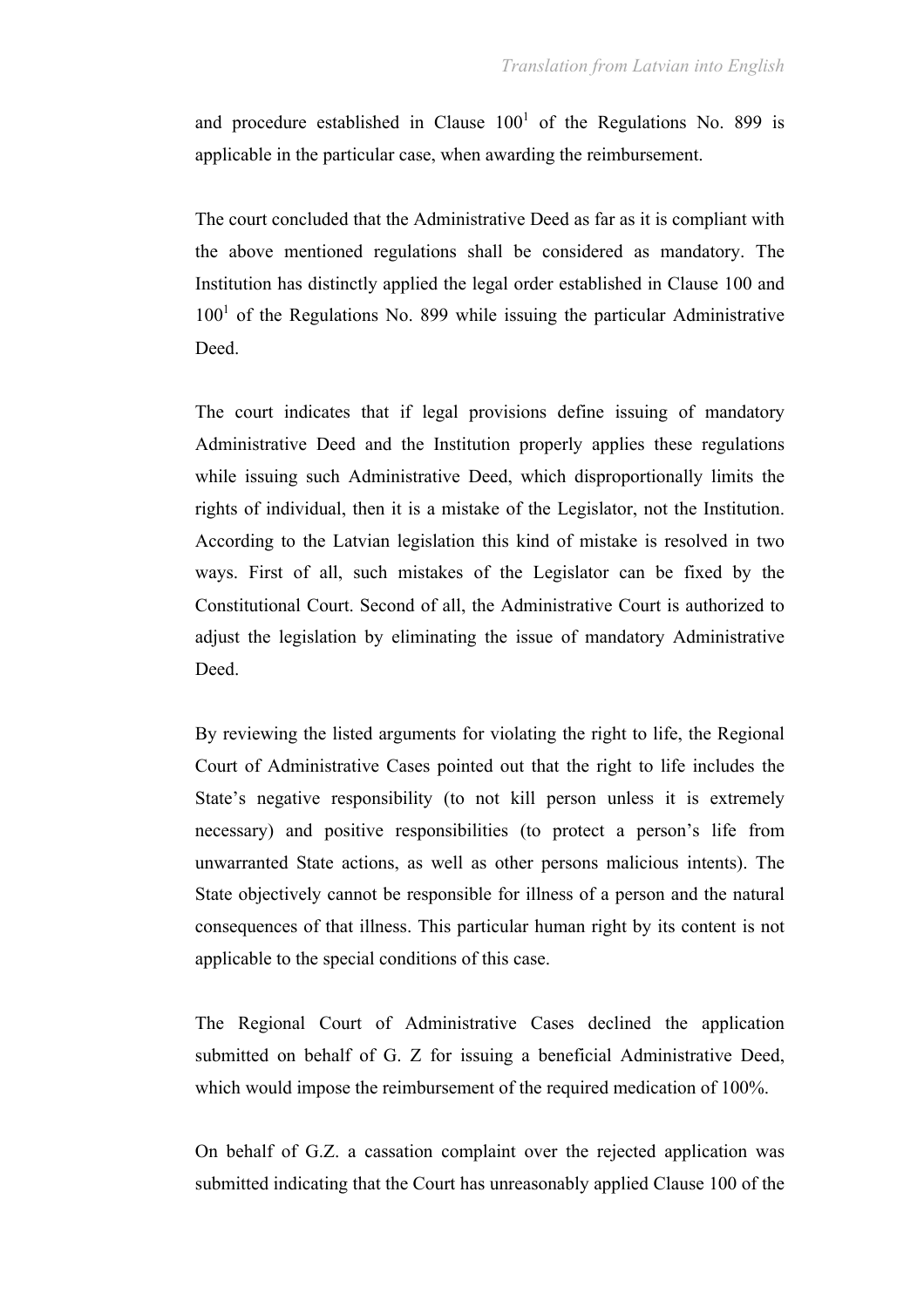and procedure established in Clause $100^1$ of the Regulations No. 899 is applicable in the particular case, when awarding the reimbursement.

The court concluded that the Administrative Deed as far as it is compliant with the above mentioned regulations shall be considered as mandatory. The Institution has distinctly applied the legal order established in Clause 100 and $100^1$ of the Regulations No. 899 while issuing the particular Administrative Deed.

The court indicates that if legal provisions define issuing of mandatory Administrative Deed and the Institution properly applies these regulations while issuing such Administrative Deed, which disproportionally limits the rights of individual, then it is a mistake of the Legislator, not the Institution. According to the Latvian legislation this kind of mistake is resolved in two ways. First of all, such mistakes of the Legislator can be fixed by the Constitutional Court. Second of all, the Administrative Court is authorized to adjust the legislation by eliminating the issue of mandatory Administrative Deed.

By reviewing the listed arguments for violating the right to life, the Regional Court of Administrative Cases pointed out that the right to life includes the State's negative responsibility (to not kill person unless it is extremely necessary) and positive responsibilities (to protect a person's life from unwarranted State actions, as well as other persons malicious intents). The State objectively cannot be responsible for illness of a person and the natural consequences of that illness. This particular human right by its content is not applicable to the special conditions of this case.

The Regional Court of Administrative Cases declined the application submitted on behalf of G. Z for issuing a beneficial Administrative Deed, which would impose the reimbursement of the required medication of 100%.

On behalf of G.Z. a cassation complaint over the rejected application was submitted indicating that the Court has unreasonably applied Clause 100 of the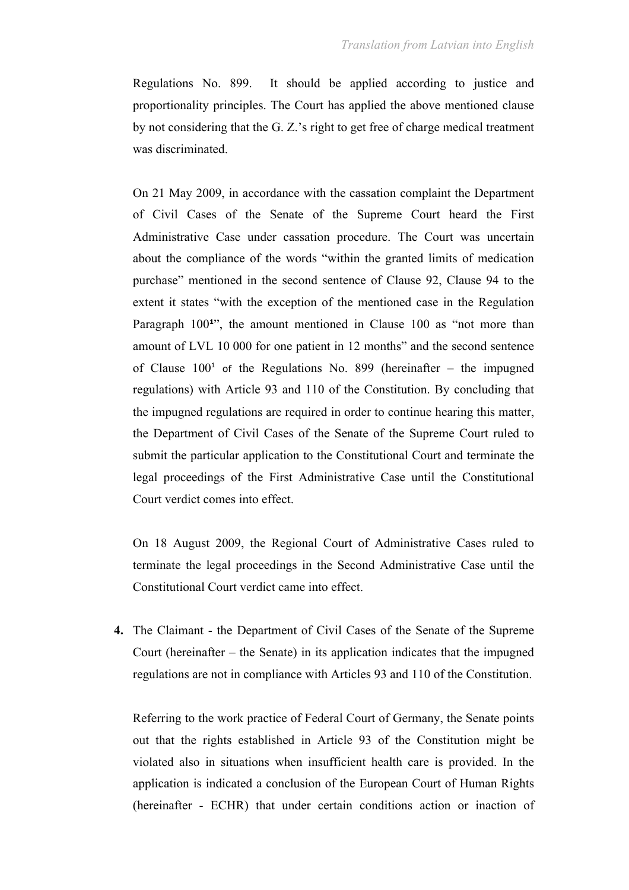Regulations No. 899. It should be applied according to justice and proportionality principles. The Court has applied the above mentioned clause by not considering that the G. Z.'s right to get free of charge medical treatment was discriminated.

On 21 May 2009, in accordance with the cassation complaint the Department of Civil Cases of the Senate of the Supreme Court heard the First Administrative Case under cassation procedure. The Court was uncertain about the compliance of the words "within the granted limits of medication purchase" mentioned in the second sentence of Clause 92, Clause 94 to the extent it states "with the exception of the mentioned case in the Regulation Paragraph $100^1$", the amount mentioned in Clause 100 as "not more than amount of LVL 10 000 for one patient in 12 months" and the second sentence of Clause $100^1$ of the Regulations No. 899 (hereinafter – the impugned regulations) with Article 93 and 110 of the Constitution. By concluding that the impugned regulations are required in order to continue hearing this matter, the Department of Civil Cases of the Senate of the Supreme Court ruled to submit the particular application to the Constitutional Court and terminate the legal proceedings of the First Administrative Case until the Constitutional Court verdict comes into effect.

On 18 August 2009, the Regional Court of Administrative Cases ruled to terminate the legal proceedings in the Second Administrative Case until the Constitutional Court verdict came into effect.

**4.** The Claimant - the Department of Civil Cases of the Senate of the Supreme Court (hereinafter – the Senate) in its application indicates that the impugned regulations are not in compliance with Articles 93 and 110 of the Constitution.

Referring to the work practice of Federal Court of Germany, the Senate points out that the rights established in Article 93 of the Constitution might be violated also in situations when insufficient health care is provided. In the application is indicated a conclusion of the European Court of Human Rights (hereinafter - ECHR) that under certain conditions action or inaction of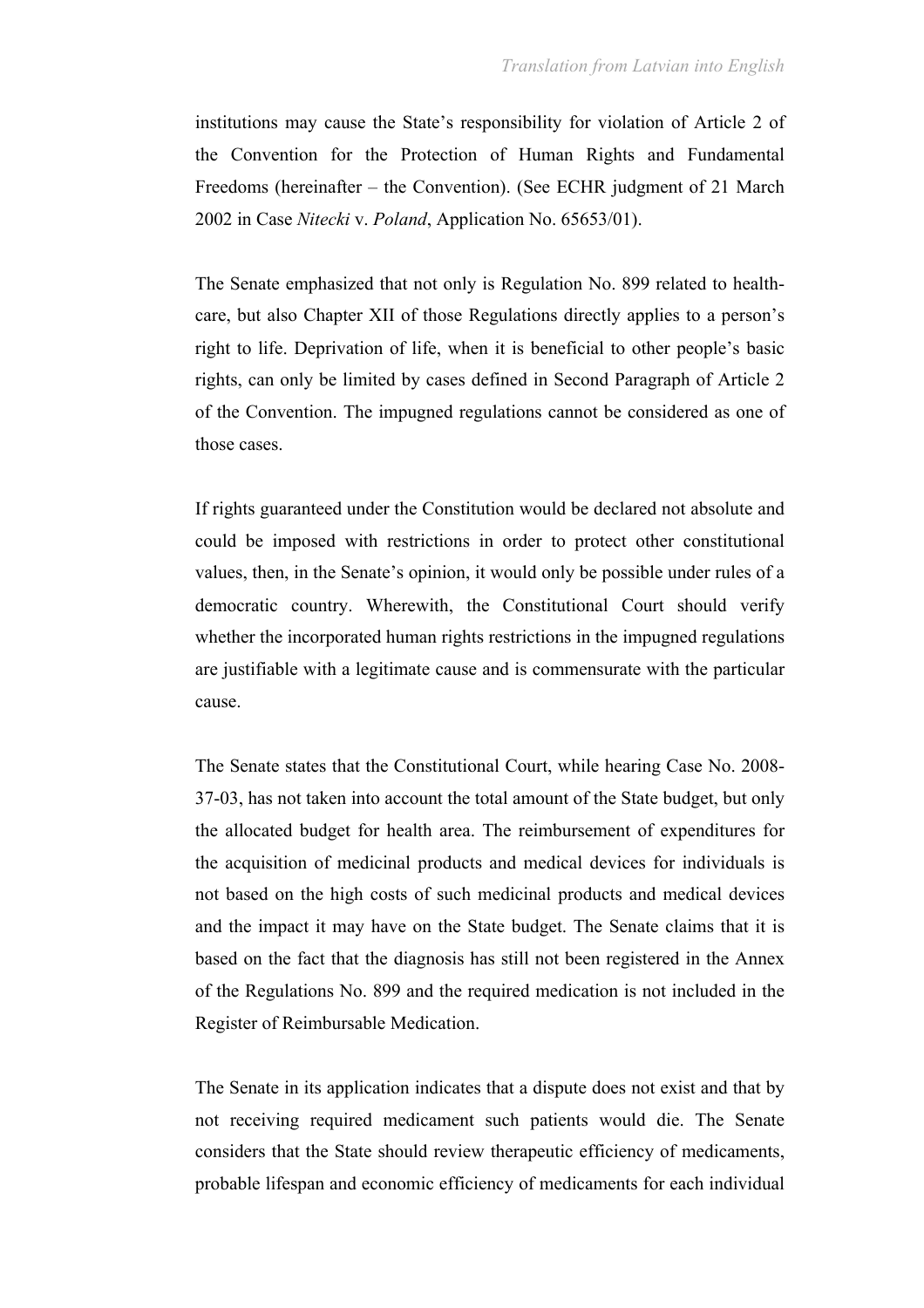institutions may cause the State's responsibility for violation of Article 2 of the Convention for the Protection of Human Rights and Fundamental Freedoms (hereinafter – the Convention). (See ECHR judgment of 21 March 2002 in Case *Nitecki* v. *Poland*, Application No. 65653/01).

The Senate emphasized that not only is Regulation No. 899 related to health-care, but also Chapter XII of those Regulations directly applies to a person's right to life. Deprivation of life, when it is beneficial to other people's basic rights, can only be limited by cases defined in Second Paragraph of Article 2 of the Convention. The impugned regulations cannot be considered as one of those cases.

If rights guaranteed under the Constitution would be declared not absolute and could be imposed with restrictions in order to protect other constitutional values, then, in the Senate's opinion, it would only be possible under rules of a democratic country. Wherewith, the Constitutional Court should verify whether the incorporated human rights restrictions in the impugned regulations are justifiable with a legitimate cause and is commensurate with the particular cause.

The Senate states that the Constitutional Court, while hearing Case No. 2008-37-03, has not taken into account the total amount of the State budget, but only the allocated budget for health area. The reimbursement of expenditures for the acquisition of medicinal products and medical devices for individuals is not based on the high costs of such medicinal products and medical devices and the impact it may have on the State budget. The Senate claims that it is based on the fact that the diagnosis has still not been registered in the Annex of the Regulations No. 899 and the required medication is not included in the Register of Reimbursable Medication.

The Senate in its application indicates that a dispute does not exist and that by not receiving required medicament such patients would die. The Senate considers that the State should review therapeutic efficiency of medicaments, probable lifespan and economic efficiency of medicaments for each individual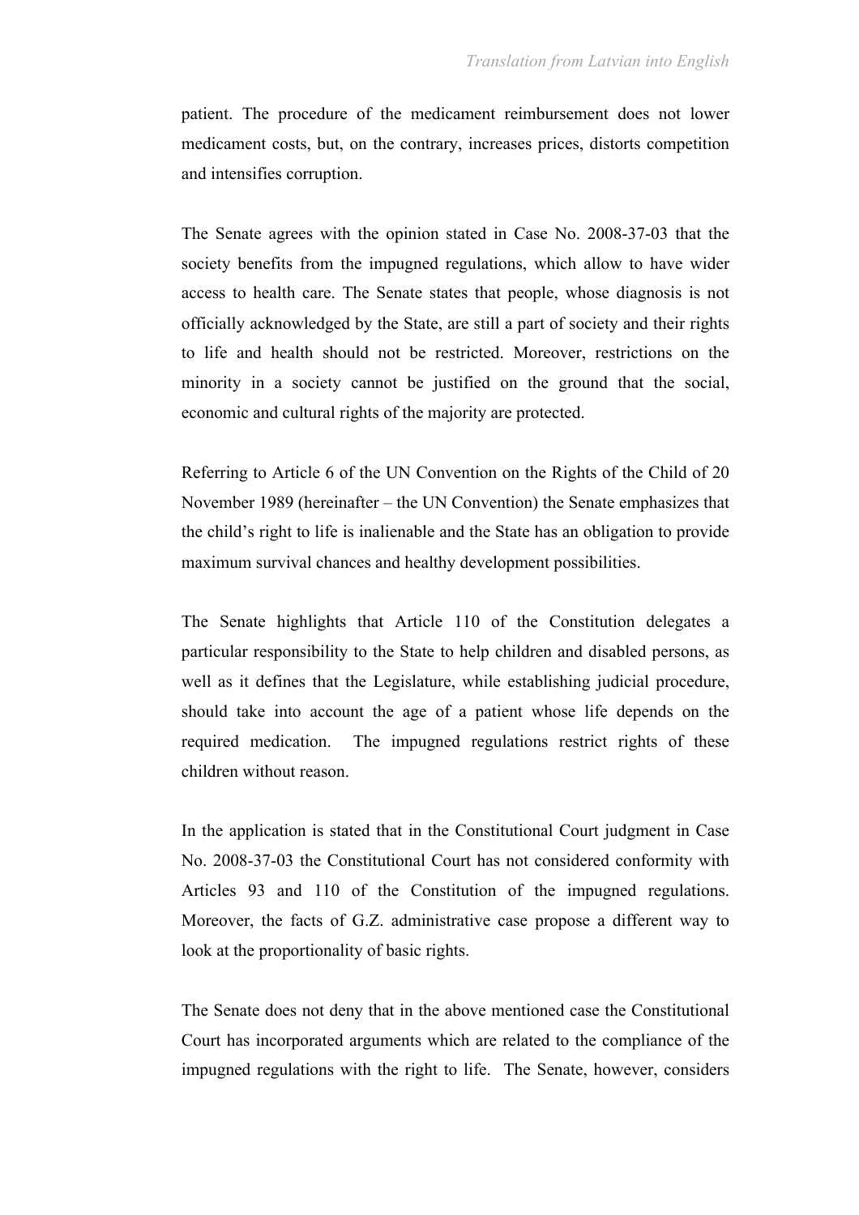patient. The procedure of the medicament reimbursement does not lower medicament costs, but, on the contrary, increases prices, distorts competition and intensifies corruption.

The Senate agrees with the opinion stated in Case No. 2008-37-03 that the society benefits from the impugned regulations, which allow to have wider access to health care. The Senate states that people, whose diagnosis is not officially acknowledged by the State, are still a part of society and their rights to life and health should not be restricted. Moreover, restrictions on the minority in a society cannot be justified on the ground that the social, economic and cultural rights of the majority are protected.

Referring to Article 6 of the UN Convention on the Rights of the Child of 20 November 1989 (hereinafter – the UN Convention) the Senate emphasizes that the child's right to life is inalienable and the State has an obligation to provide maximum survival chances and healthy development possibilities.

The Senate highlights that Article 110 of the Constitution delegates a particular responsibility to the State to help children and disabled persons, as well as it defines that the Legislature, while establishing judicial procedure, should take into account the age of a patient whose life depends on the required medication. The impugned regulations restrict rights of these children without reason.

In the application is stated that in the Constitutional Court judgment in Case No. 2008-37-03 the Constitutional Court has not considered conformity with Articles 93 and 110 of the Constitution of the impugned regulations. Moreover, the facts of G.Z. administrative case propose a different way to look at the proportionality of basic rights.

The Senate does not deny that in the above mentioned case the Constitutional Court has incorporated arguments which are related to the compliance of the impugned regulations with the right to life. The Senate, however, considers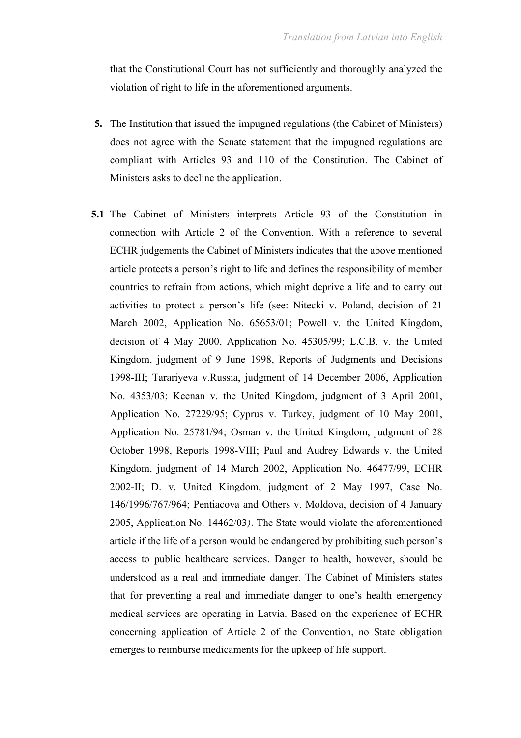that the Constitutional Court has not sufficiently and thoroughly analyzed the violation of right to life in the aforementioned arguments.

**5.** The Institution that issued the impugned regulations (the Cabinet of Ministers) does not agree with the Senate statement that the impugned regulations are compliant with Articles 93 and 110 of the Constitution. The Cabinet of Ministers asks to decline the application.

**5.1** The Cabinet of Ministers interprets Article 93 of the Constitution in connection with Article 2 of the Convention. With a reference to several ECHR judgements the Cabinet of Ministers indicates that the above mentioned article protects a person's right to life and defines the responsibility of member countries to refrain from actions, which might deprive a life and to carry out activities to protect a person's life (see: Nitecki v. Poland, decision of 21 March 2002, Application No. 65653/01; Powell v. the United Kingdom, decision of 4 May 2000, Application No. 45305/99; L.C.B. v. the United Kingdom, judgment of 9 June 1998, Reports of Judgments and Decisions 1998-III; Tarariyeva v.Russia, judgment of 14 December 2006, Application No. 4353/03; Keenan v. the United Kingdom, judgment of 3 April 2001, Application No. 27229/95; Cyprus v. Turkey, judgment of 10 May 2001, Application No. 25781/94; Osman v. the United Kingdom, judgment of 28 October 1998, Reports 1998-VIII; Paul and Audrey Edwards v. the United Kingdom, judgment of 14 March 2002, Application No. 46477/99, ECHR 2002-II; D. v. United Kingdom, judgment of 2 May 1997, Case No. 146/1996/767/964; Pentiacova and Others v. Moldova, decision of 4 January 2005, Application No. 14462/03*)*. The State would violate the aforementioned article if the life of a person would be endangered by prohibiting such person's access to public healthcare services. Danger to health, however, should be understood as a real and immediate danger. The Cabinet of Ministers states that for preventing a real and immediate danger to one's health emergency medical services are operating in Latvia. Based on the experience of ECHR concerning application of Article 2 of the Convention, no State obligation emerges to reimburse medicaments for the upkeep of life support.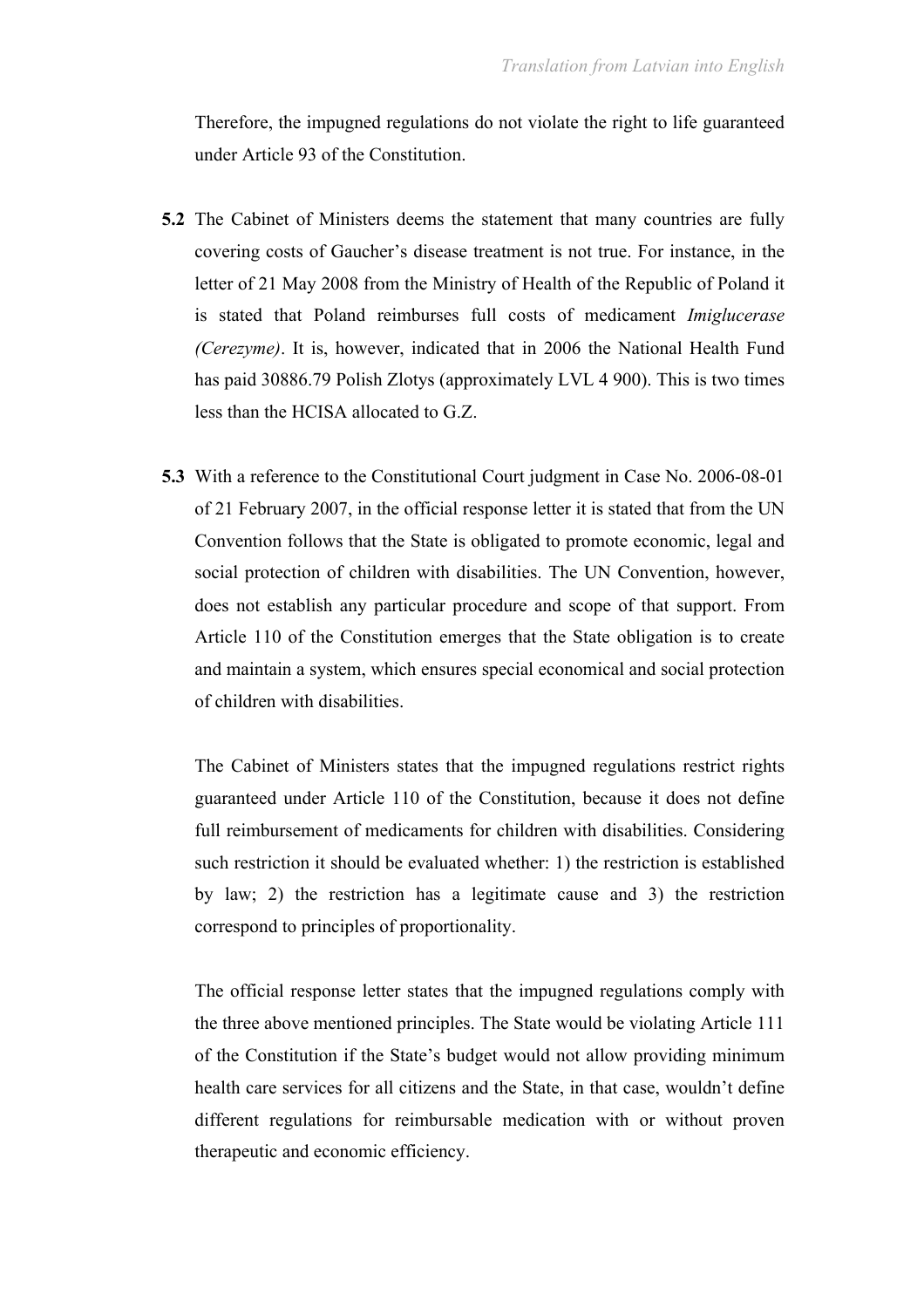Therefore, the impugned regulations do not violate the right to life guaranteed under Article 93 of the Constitution.

**5.2** The Cabinet of Ministers deems the statement that many countries are fully covering costs of Gaucher's disease treatment is not true. For instance, in the letter of 21 May 2008 from the Ministry of Health of the Republic of Poland it is stated that Poland reimburses full costs of medicament *Imiglucerase (Cerezyme)*. It is, however, indicated that in 2006 the National Health Fund has paid 30886.79 Polish Zlotys (approximately LVL 4 900). This is two times less than the HCISA allocated to G.Z.

**5.3** With a reference to the Constitutional Court judgment in Case No. 2006-08-01 of 21 February 2007, in the official response letter it is stated that from the UN Convention follows that the State is obligated to promote economic, legal and social protection of children with disabilities. The UN Convention, however, does not establish any particular procedure and scope of that support. From Article 110 of the Constitution emerges that the State obligation is to create and maintain a system, which ensures special economical and social protection of children with disabilities.

The Cabinet of Ministers states that the impugned regulations restrict rights guaranteed under Article 110 of the Constitution, because it does not define full reimbursement of medicaments for children with disabilities. Considering such restriction it should be evaluated whether: 1) the restriction is established by law; 2) the restriction has a legitimate cause and 3) the restriction correspond to principles of proportionality.

The official response letter states that the impugned regulations comply with the three above mentioned principles. The State would be violating Article 111 of the Constitution if the State's budget would not allow providing minimum health care services for all citizens and the State, in that case, wouldn't define different regulations for reimbursable medication with or without proven therapeutic and economic efficiency.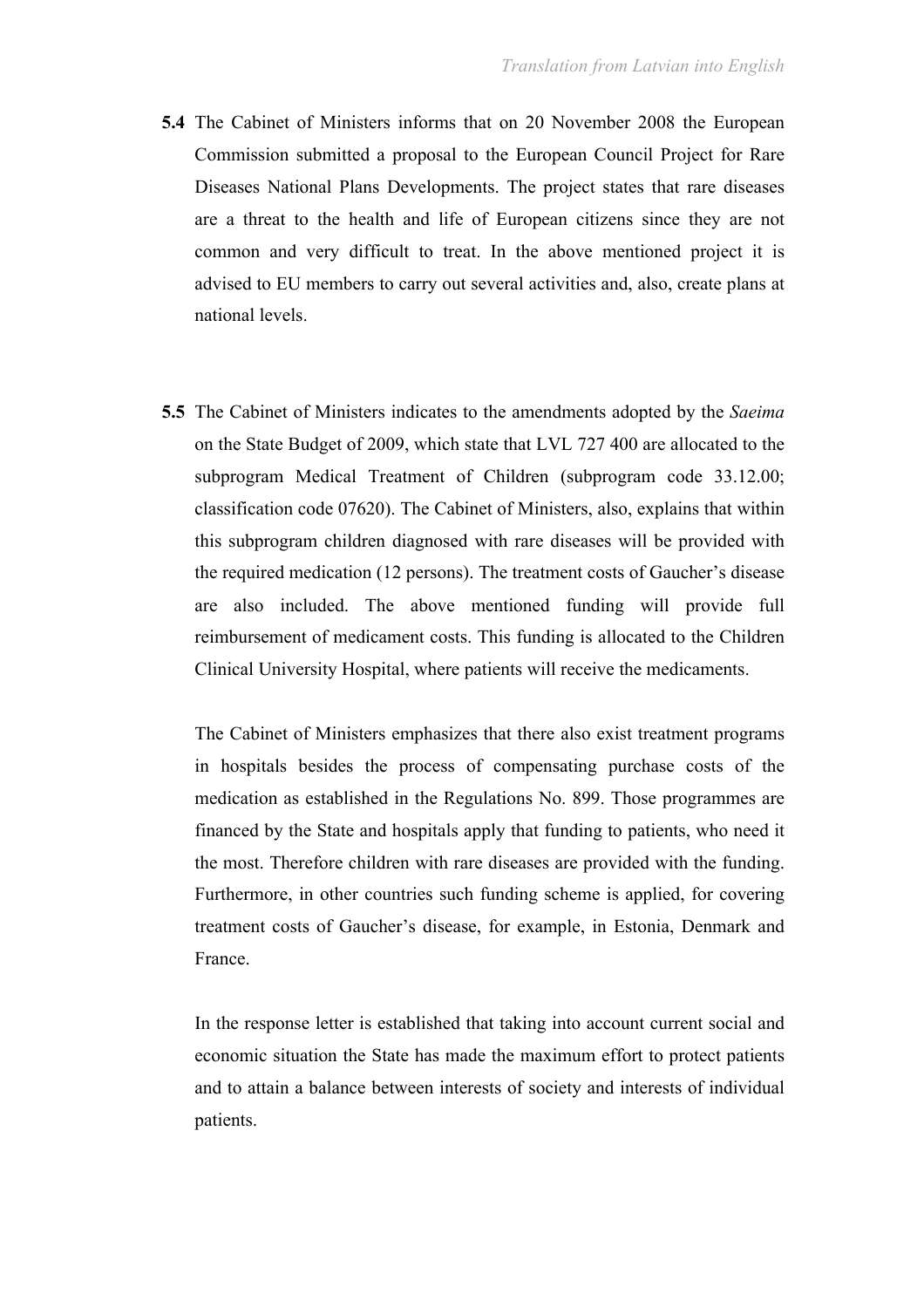**5.4** The Cabinet of Ministers informs that on 20 November 2008 the European Commission submitted a proposal to the European Council Project for Rare Diseases National Plans Developments. The project states that rare diseases are a threat to the health and life of European citizens since they are not common and very difficult to treat. In the above mentioned project it is advised to EU members to carry out several activities and, also, create plans at national levels.

**5.5** The Cabinet of Ministers indicates to the amendments adopted by the *Saeima* on the State Budget of 2009, which state that LVL 727 400 are allocated to the subprogram Medical Treatment of Children (subprogram code 33.12.00; classification code 07620). The Cabinet of Ministers, also, explains that within this subprogram children diagnosed with rare diseases will be provided with the required medication (12 persons). The treatment costs of Gaucher's disease are also included. The above mentioned funding will provide full reimbursement of medicament costs. This funding is allocated to the Children Clinical University Hospital, where patients will receive the medicaments.

The Cabinet of Ministers emphasizes that there also exist treatment programs in hospitals besides the process of compensating purchase costs of the medication as established in the Regulations No. 899. Those programmes are financed by the State and hospitals apply that funding to patients, who need it the most. Therefore children with rare diseases are provided with the funding. Furthermore, in other countries such funding scheme is applied, for covering treatment costs of Gaucher's disease, for example, in Estonia, Denmark and France.

In the response letter is established that taking into account current social and economic situation the State has made the maximum effort to protect patients and to attain a balance between interests of society and interests of individual patients.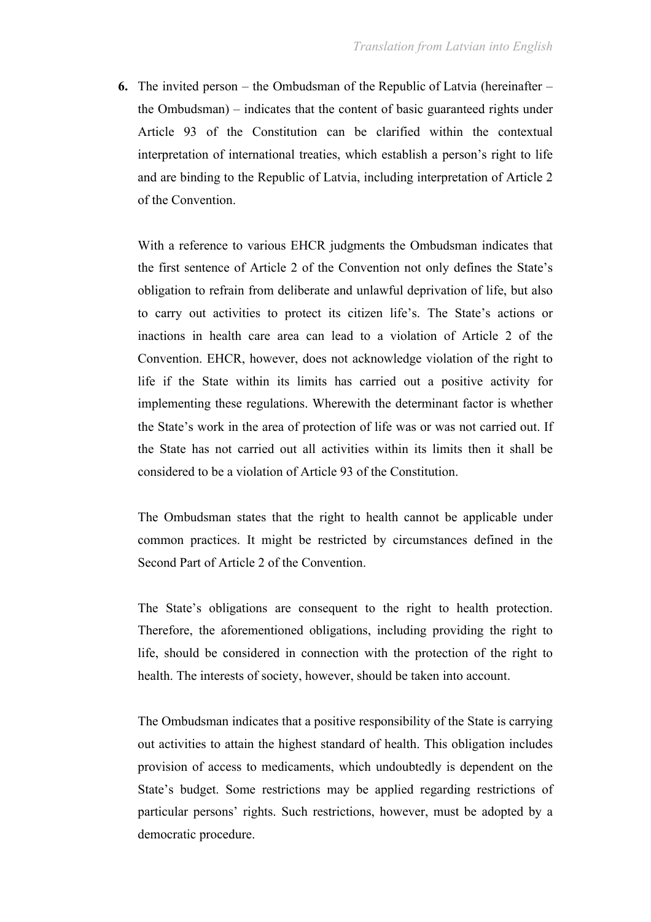**6.** The invited person – the Ombudsman of the Republic of Latvia (hereinafter – the Ombudsman) – indicates that the content of basic guaranteed rights under Article 93 of the Constitution can be clarified within the contextual interpretation of international treaties, which establish a person's right to life and are binding to the Republic of Latvia, including interpretation of Article 2 of the Convention.

With a reference to various EHCR judgments the Ombudsman indicates that the first sentence of Article 2 of the Convention not only defines the State's obligation to refrain from deliberate and unlawful deprivation of life, but also to carry out activities to protect its citizen life's. The State's actions or inactions in health care area can lead to a violation of Article 2 of the Convention. EHCR, however, does not acknowledge violation of the right to life if the State within its limits has carried out a positive activity for implementing these regulations. Wherewith the determinant factor is whether the State's work in the area of protection of life was or was not carried out. If the State has not carried out all activities within its limits then it shall be considered to be a violation of Article 93 of the Constitution.

The Ombudsman states that the right to health cannot be applicable under common practices. It might be restricted by circumstances defined in the Second Part of Article 2 of the Convention.

The State's obligations are consequent to the right to health protection. Therefore, the aforementioned obligations, including providing the right to life, should be considered in connection with the protection of the right to health. The interests of society, however, should be taken into account.

The Ombudsman indicates that a positive responsibility of the State is carrying out activities to attain the highest standard of health. This obligation includes provision of access to medicaments, which undoubtedly is dependent on the State's budget. Some restrictions may be applied regarding restrictions of particular persons' rights. Such restrictions, however, must be adopted by a democratic procedure.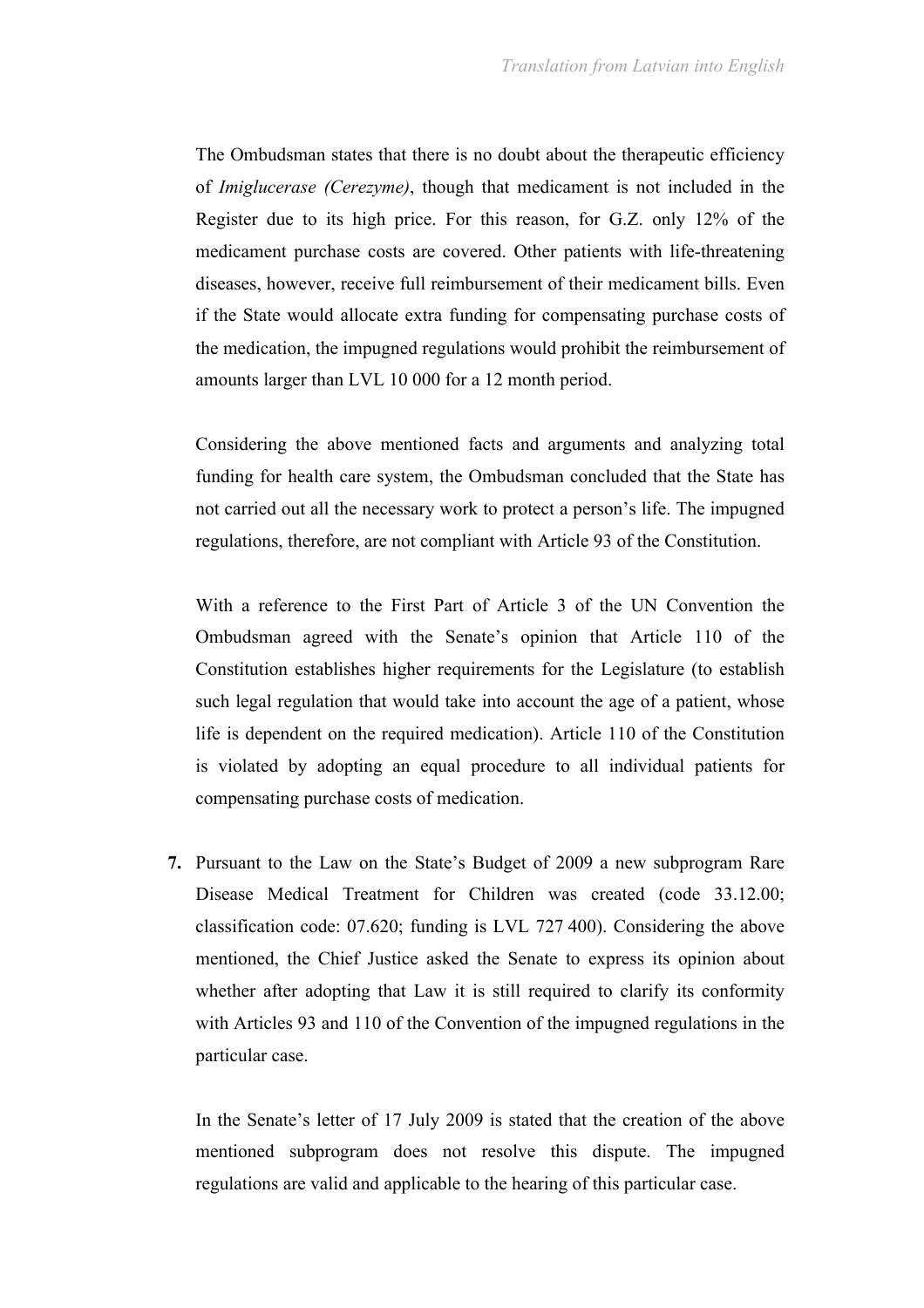The Ombudsman states that there is no doubt about the therapeutic efficiency of *Imiglucerase (Cerezyme)*, though that medicament is not included in the Register due to its high price. For this reason, for G.Z. only 12% of the medicament purchase costs are covered. Other patients with life-threatening diseases, however, receive full reimbursement of their medicament bills. Even if the State would allocate extra funding for compensating purchase costs of the medication, the impugned regulations would prohibit the reimbursement of amounts larger than LVL 10 000 for a 12 month period.

Considering the above mentioned facts and arguments and analyzing total funding for health care system, the Ombudsman concluded that the State has not carried out all the necessary work to protect a person's life. The impugned regulations, therefore, are not compliant with Article 93 of the Constitution.

With a reference to the First Part of Article 3 of the UN Convention the Ombudsman agreed with the Senate's opinion that Article 110 of the Constitution establishes higher requirements for the Legislature (to establish such legal regulation that would take into account the age of a patient, whose life is dependent on the required medication). Article 110 of the Constitution is violated by adopting an equal procedure to all individual patients for compensating purchase costs of medication.

**7.** Pursuant to the Law on the State's Budget of 2009 a new subprogram Rare Disease Medical Treatment for Children was created (code 33.12.00; classification code: 07.620; funding is LVL 727 400). Considering the above mentioned, the Chief Justice asked the Senate to express its opinion about whether after adopting that Law it is still required to clarify its conformity with Articles 93 and 110 of the Convention of the impugned regulations in the particular case.

In the Senate's letter of 17 July 2009 is stated that the creation of the above mentioned subprogram does not resolve this dispute. The impugned regulations are valid and applicable to the hearing of this particular case.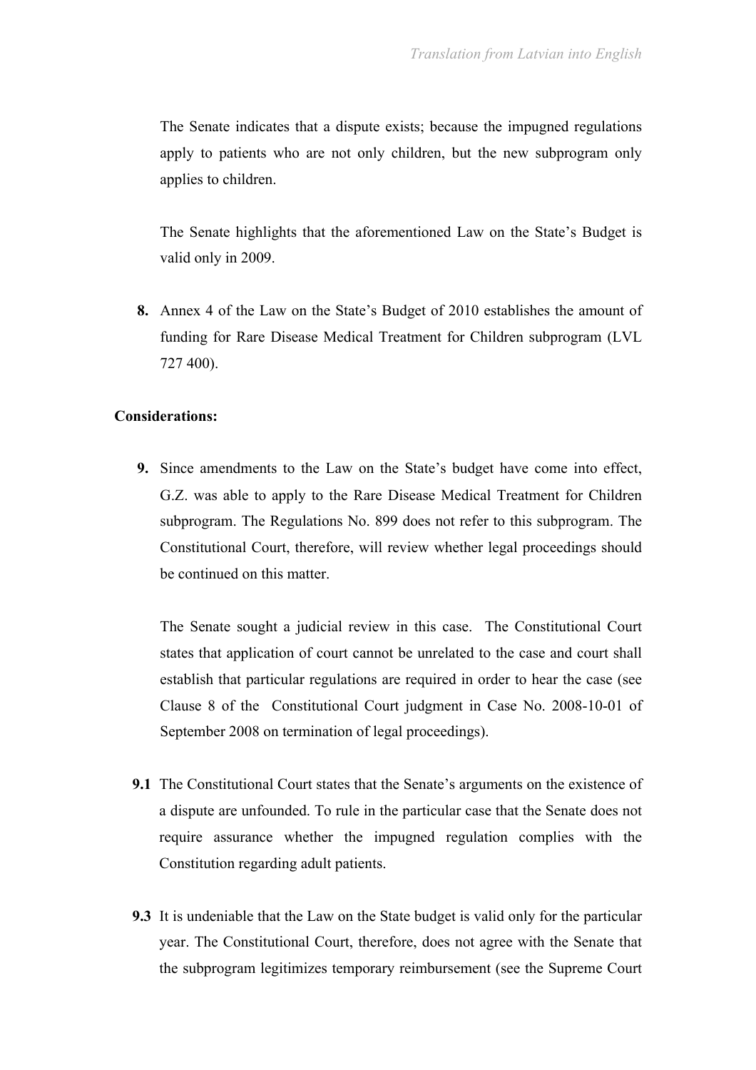The Senate indicates that a dispute exists; because the impugned regulations apply to patients who are not only children, but the new subprogram only applies to children.

The Senate highlights that the aforementioned Law on the State's Budget is valid only in 2009.

**8.** Annex 4 of the Law on the State's Budget of 2010 establishes the amount of funding for Rare Disease Medical Treatment for Children subprogram (LVL 727 400).

**Considerations:**

**9.** Since amendments to the Law on the State's budget have come into effect, G.Z. was able to apply to the Rare Disease Medical Treatment for Children subprogram. The Regulations No. 899 does not refer to this subprogram. The Constitutional Court, therefore, will review whether legal proceedings should be continued on this matter.

The Senate sought a judicial review in this case. The Constitutional Court states that application of court cannot be unrelated to the case and court shall establish that particular regulations are required in order to hear the case (see Clause 8 of the Constitutional Court judgment in Case No. 2008-10-01 of September 2008 on termination of legal proceedings).

**9.1** The Constitutional Court states that the Senate's arguments on the existence of a dispute are unfounded. To rule in the particular case that the Senate does not require assurance whether the impugned regulation complies with the Constitution regarding adult patients.

**9.3** It is undeniable that the Law on the State budget is valid only for the particular year. The Constitutional Court, therefore, does not agree with the Senate that the subprogram legitimizes temporary reimbursement (see the Supreme Court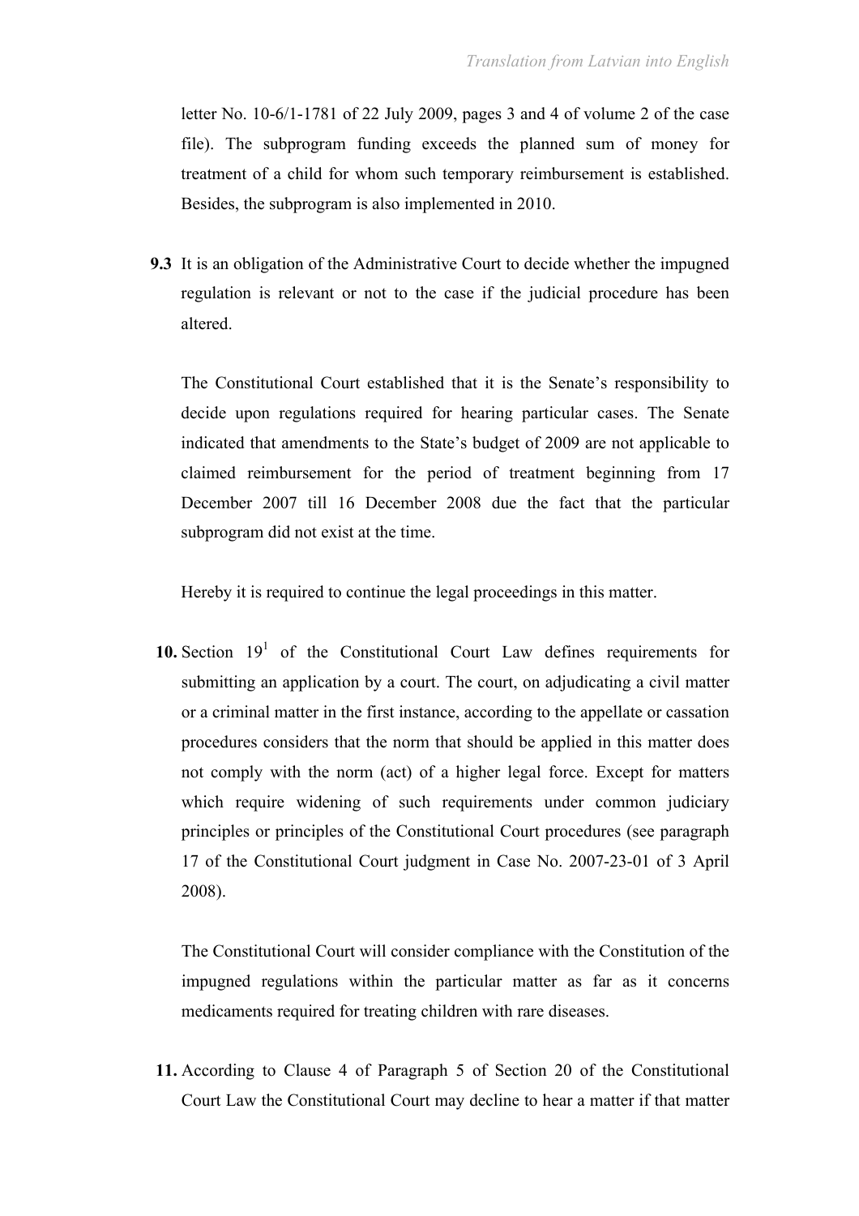letter No. 10-6/1-1781 of 22 July 2009, pages 3 and 4 of volume 2 of the case file). The subprogram funding exceeds the planned sum of money for treatment of a child for whom such temporary reimbursement is established. Besides, the subprogram is also implemented in 2010.

**9.3** It is an obligation of the Administrative Court to decide whether the impugned regulation is relevant or not to the case if the judicial procedure has been altered.

The Constitutional Court established that it is the Senate's responsibility to decide upon regulations required for hearing particular cases. The Senate indicated that amendments to the State's budget of 2009 are not applicable to claimed reimbursement for the period of treatment beginning from 17 December 2007 till 16 December 2008 due the fact that the particular subprogram did not exist at the time.

Hereby it is required to continue the legal proceedings in this matter.

**10.** Section 19[1] of the Constitutional Court Law defines requirements for submitting an application by a court. The court, on adjudicating a civil matter or a criminal matter in the first instance, according to the appellate or cassation procedures considers that the norm that should be applied in this matter does not comply with the norm (act) of a higher legal force. Except for matters which require widening of such requirements under common judiciary principles or principles of the Constitutional Court procedures (see paragraph 17 of the Constitutional Court judgment in Case No. 2007-23-01 of 3 April 2008).

The Constitutional Court will consider compliance with the Constitution of the impugned regulations within the particular matter as far as it concerns medicaments required for treating children with rare diseases.

**11.** According to Clause 4 of Paragraph 5 of Section 20 of the Constitutional Court Law the Constitutional Court may decline to hear a matter if that matter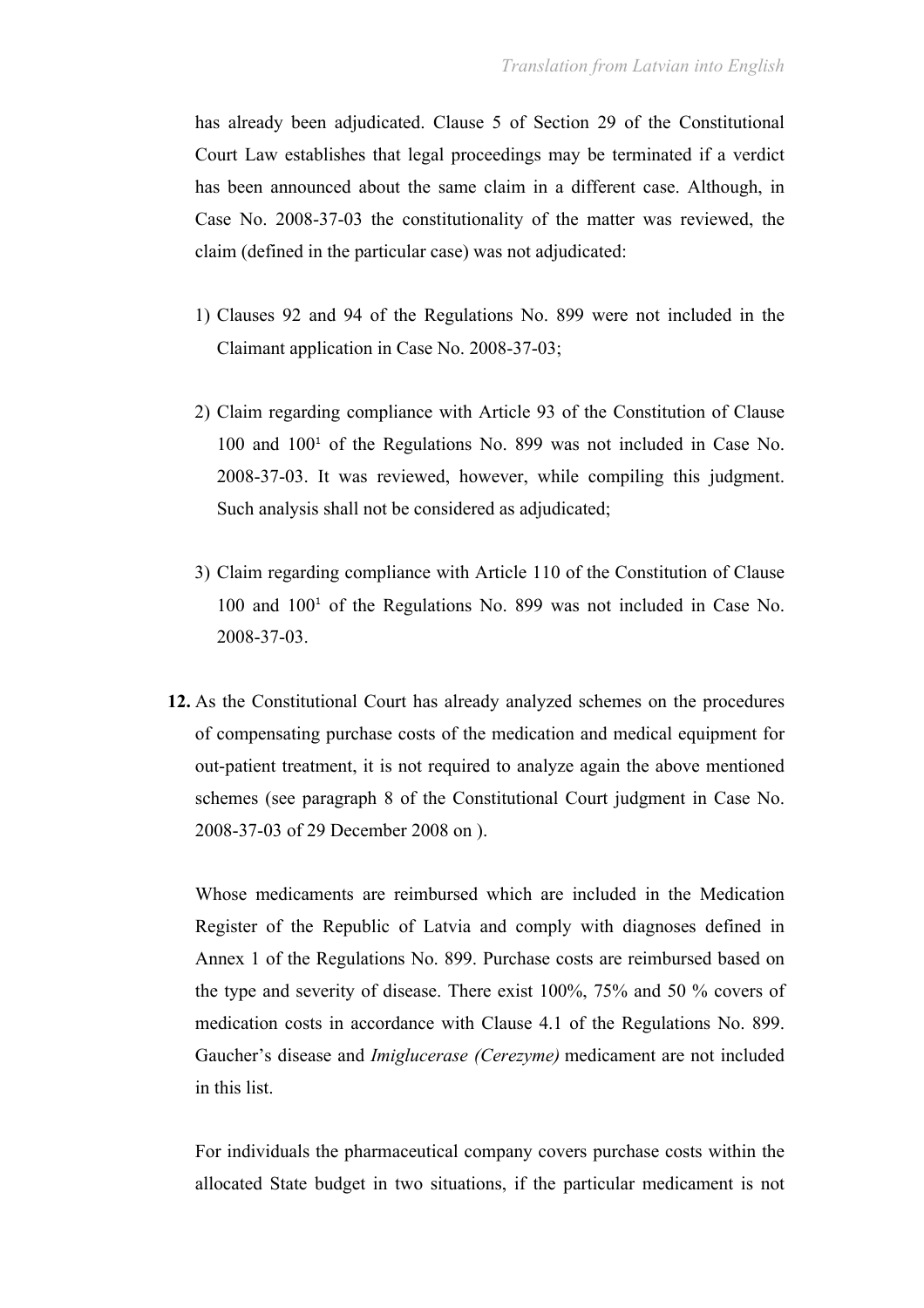has already been adjudicated. Clause 5 of Section 29 of the Constitutional Court Law establishes that legal proceedings may be terminated if a verdict has been announced about the same claim in a different case. Although, in Case No. 2008-37-03 the constitutionality of the matter was reviewed, the claim (defined in the particular case) was not adjudicated:

1) Clauses 92 and 94 of the Regulations No. 899 were not included in the Claimant application in Case No. 2008-37-03;

2) Claim regarding compliance with Article 93 of the Constitution of Clause 100 and 100[1] of the Regulations No. 899 was not included in Case No. 2008-37-03. It was reviewed, however, while compiling this judgment. Such analysis shall not be considered as adjudicated;

3) Claim regarding compliance with Article 110 of the Constitution of Clause 100 and 100[1] of the Regulations No. 899 was not included in Case No. 2008-37-03.

**12.** As the Constitutional Court has already analyzed schemes on the procedures of compensating purchase costs of the medication and medical equipment for out-patient treatment, it is not required to analyze again the above mentioned schemes (see paragraph 8 of the Constitutional Court judgment in Case No. 2008-37-03 of 29 December 2008 on ).

Whose medicaments are reimbursed which are included in the Medication Register of the Republic of Latvia and comply with diagnoses defined in Annex 1 of the Regulations No. 899. Purchase costs are reimbursed based on the type and severity of disease. There exist 100%, 75% and 50 % covers of medication costs in accordance with Clause 4.1 of the Regulations No. 899. Gaucher's disease and *Imiglucerase (Cerezyme)* medicament are not included in this list.

For individuals the pharmaceutical company covers purchase costs within the allocated State budget in two situations, if the particular medicament is not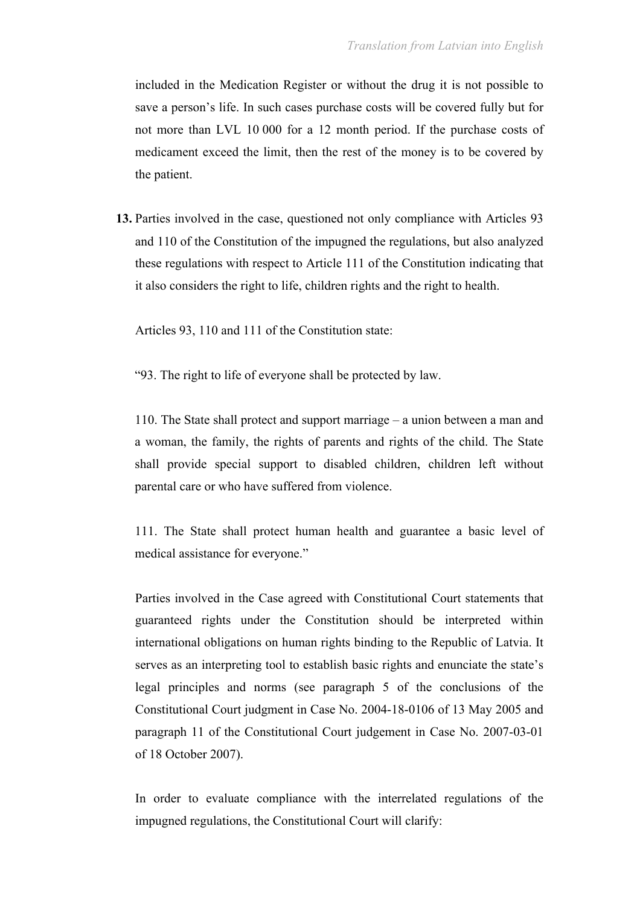included in the Medication Register or without the drug it is not possible to save a person's life. In such cases purchase costs will be covered fully but for not more than LVL 10 000 for a 12 month period. If the purchase costs of medicament exceed the limit, then the rest of the money is to be covered by the patient.

**13.** Parties involved in the case, questioned not only compliance with Articles 93 and 110 of the Constitution of the impugned the regulations, but also analyzed these regulations with respect to Article 111 of the Constitution indicating that it also considers the right to life, children rights and the right to health.

Articles 93, 110 and 111 of the Constitution state:

"93. The right to life of everyone shall be protected by law.

110. The State shall protect and support marriage – a union between a man and a woman, the family, the rights of parents and rights of the child. The State shall provide special support to disabled children, children left without parental care or who have suffered from violence.

111. The State shall protect human health and guarantee a basic level of medical assistance for everyone."

Parties involved in the Case agreed with Constitutional Court statements that guaranteed rights under the Constitution should be interpreted within international obligations on human rights binding to the Republic of Latvia. It serves as an interpreting tool to establish basic rights and enunciate the state's legal principles and norms (see paragraph 5 of the conclusions of the Constitutional Court judgment in Case No. 2004-18-0106 of 13 May 2005 and paragraph 11 of the Constitutional Court judgement in Case No. 2007-03-01 of 18 October 2007).

In order to evaluate compliance with the interrelated regulations of the impugned regulations, the Constitutional Court will clarify: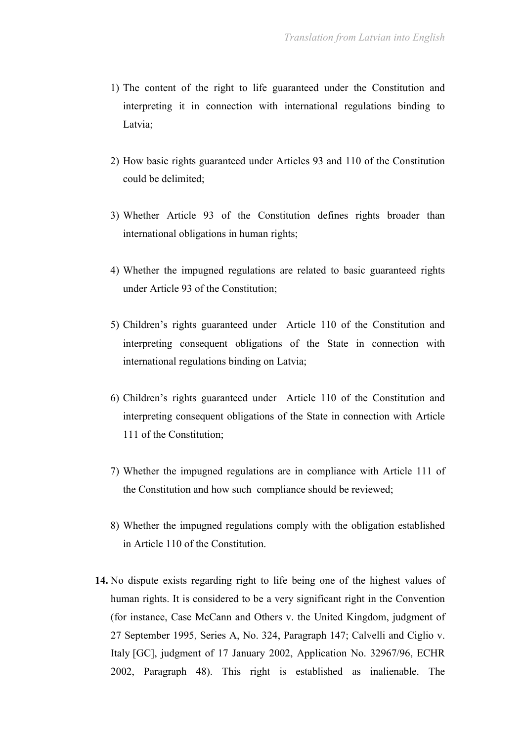1) The content of the right to life guaranteed under the Constitution and interpreting it in connection with international regulations binding to Latvia;

2) How basic rights guaranteed under Articles 93 and 110 of the Constitution could be delimited;

3) Whether Article 93 of the Constitution defines rights broader than international obligations in human rights;

4) Whether the impugned regulations are related to basic guaranteed rights under Article 93 of the Constitution;

5) Children's rights guaranteed under Article 110 of the Constitution and interpreting consequent obligations of the State in connection with international regulations binding on Latvia;

6) Children's rights guaranteed under Article 110 of the Constitution and interpreting consequent obligations of the State in connection with Article 111 of the Constitution;

7) Whether the impugned regulations are in compliance with Article 111 of the Constitution and how such compliance should be reviewed;

8) Whether the impugned regulations comply with the obligation established in Article 110 of the Constitution.

**14.** No dispute exists regarding right to life being one of the highest values of human rights. It is considered to be a very significant right in the Convention (for instance, Case McCann and Others v. the United Kingdom, judgment of 27 September 1995, Series A, No. 324, Paragraph 147; Calvelli and Ciglio v. Italy [GC], judgment of 17 January 2002, Application No. 32967/96, ECHR 2002, Paragraph 48). This right is established as inalienable. The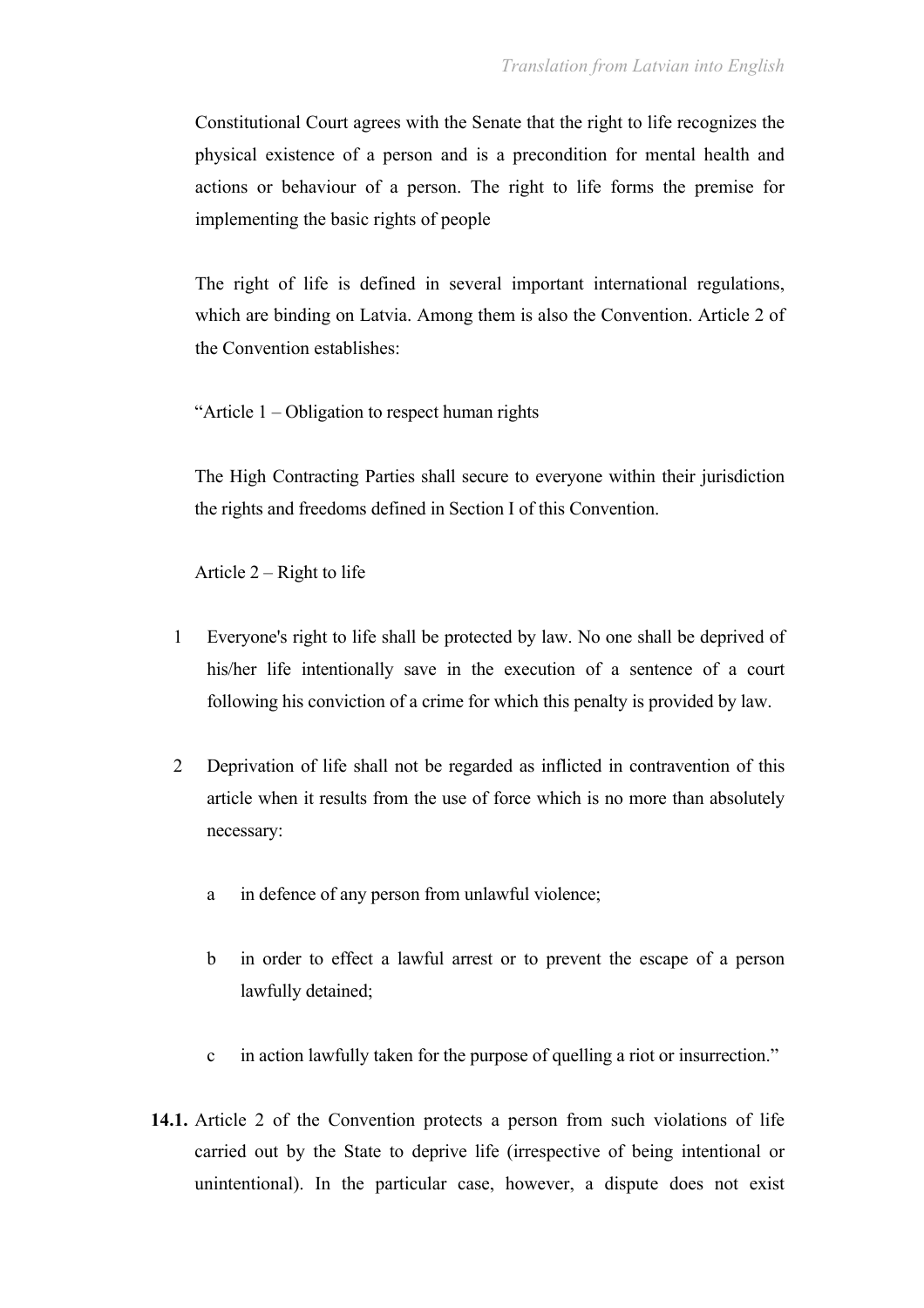Constitutional Court agrees with the Senate that the right to life recognizes the physical existence of a person and is a precondition for mental health and actions or behaviour of a person. The right to life forms the premise for implementing the basic rights of people

The right of life is defined in several important international regulations, which are binding on Latvia. Among them is also the Convention. Article 2 of the Convention establishes:

"Article 1 – Obligation to respect human rights

The High Contracting Parties shall secure to everyone within their jurisdiction the rights and freedoms defined in Section I of this Convention.

Article 2 – Right to life

1. Everyone's right to life shall be protected by law. No one shall be deprived of his/her life intentionally save in the execution of a sentence of a court following his conviction of a crime for which this penalty is provided by law.

2. Deprivation of life shall not be regarded as inflicted in contravention of this article when it results from the use of force which is no more than absolutely necessary:

   a. in defence of any person from unlawful violence;

   b. in order to effect a lawful arrest or to prevent the escape of a person lawfully detained;

   c. in action lawfully taken for the purpose of quelling a riot or insurrection."

**14.1.** Article 2 of the Convention protects a person from such violations of life carried out by the State to deprive life (irrespective of being intentional or unintentional). In the particular case, however, a dispute does not exist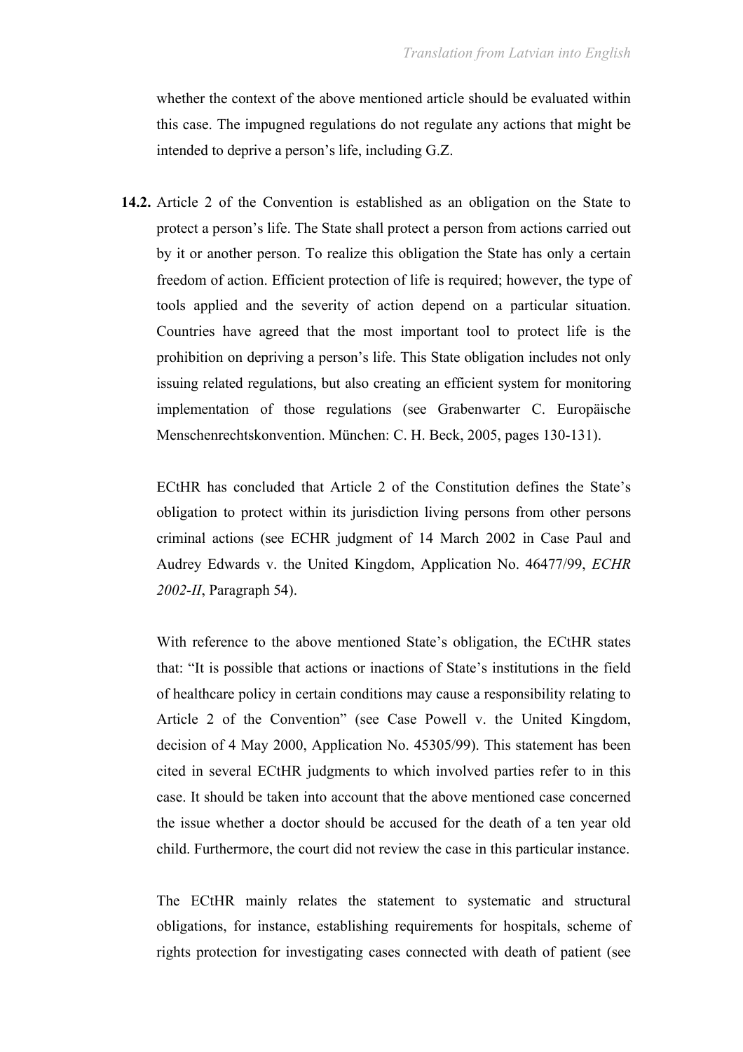whether the context of the above mentioned article should be evaluated within this case. The impugned regulations do not regulate any actions that might be intended to deprive a person's life, including G.Z.

**14.2.** Article 2 of the Convention is established as an obligation on the State to protect a person's life. The State shall protect a person from actions carried out by it or another person. To realize this obligation the State has only a certain freedom of action. Efficient protection of life is required; however, the type of tools applied and the severity of action depend on a particular situation. Countries have agreed that the most important tool to protect life is the prohibition on depriving a person's life. This State obligation includes not only issuing related regulations, but also creating an efficient system for monitoring implementation of those regulations (see Grabenwarter C. Europäische Menschenrechtskonvention. München: C. H. Beck, 2005, pages 130-131).

ECtHR has concluded that Article 2 of the Constitution defines the State's obligation to protect within its jurisdiction living persons from other persons criminal actions (see ECHR judgment of 14 March 2002 in Case Paul and Audrey Edwards v. the United Kingdom, Application No. 46477/99, *ECHR 2002-II*, Paragraph 54).

With reference to the above mentioned State's obligation, the ECtHR states that: "It is possible that actions or inactions of State's institutions in the field of healthcare policy in certain conditions may cause a responsibility relating to Article 2 of the Convention" (see Case Powell v. the United Kingdom, decision of 4 May 2000, Application No. 45305/99). This statement has been cited in several ECtHR judgments to which involved parties refer to in this case. It should be taken into account that the above mentioned case concerned the issue whether a doctor should be accused for the death of a ten year old child. Furthermore, the court did not review the case in this particular instance.

The ECtHR mainly relates the statement to systematic and structural obligations, for instance, establishing requirements for hospitals, scheme of rights protection for investigating cases connected with death of patient (see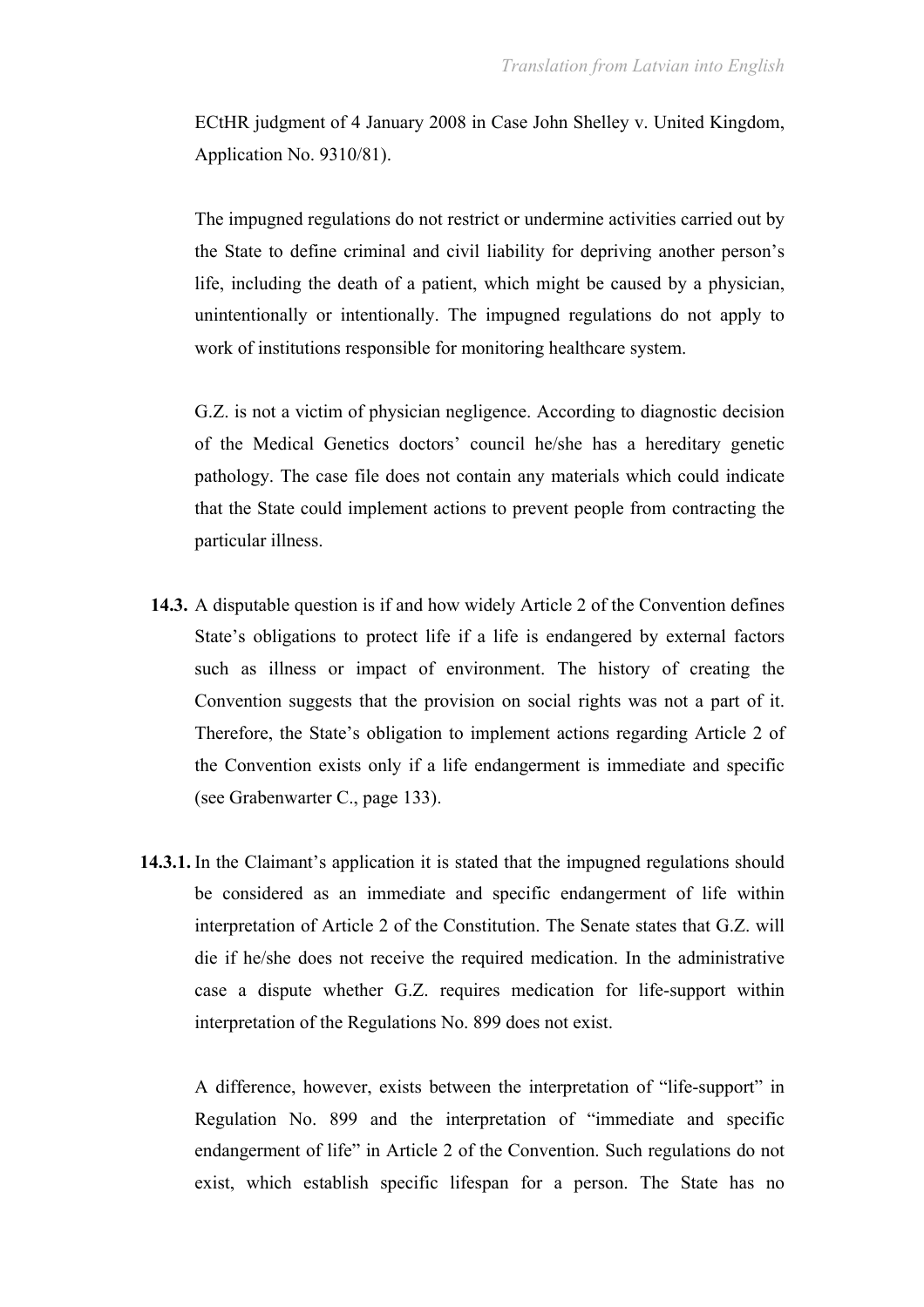ECtHR judgment of 4 January 2008 in Case John Shelley v. United Kingdom, Application No. 9310/81).

The impugned regulations do not restrict or undermine activities carried out by the State to define criminal and civil liability for depriving another person's life, including the death of a patient, which might be caused by a physician, unintentionally or intentionally. The impugned regulations do not apply to work of institutions responsible for monitoring healthcare system.

G.Z. is not a victim of physician negligence. According to diagnostic decision of the Medical Genetics doctors' council he/she has a hereditary genetic pathology. The case file does not contain any materials which could indicate that the State could implement actions to prevent people from contracting the particular illness.

**14.3.** A disputable question is if and how widely Article 2 of the Convention defines State's obligations to protect life if a life is endangered by external factors such as illness or impact of environment. The history of creating the Convention suggests that the provision on social rights was not a part of it. Therefore, the State's obligation to implement actions regarding Article 2 of the Convention exists only if a life endangerment is immediate and specific (see Grabenwarter C., page 133).

**14.3.1.** In the Claimant's application it is stated that the impugned regulations should be considered as an immediate and specific endangerment of life within interpretation of Article 2 of the Constitution. The Senate states that G.Z. will die if he/she does not receive the required medication. In the administrative case a dispute whether G.Z. requires medication for life-support within interpretation of the Regulations No. 899 does not exist.

A difference, however, exists between the interpretation of "life-support" in Regulation No. 899 and the interpretation of "immediate and specific endangerment of life" in Article 2 of the Convention. Such regulations do not exist, which establish specific lifespan for a person. The State has no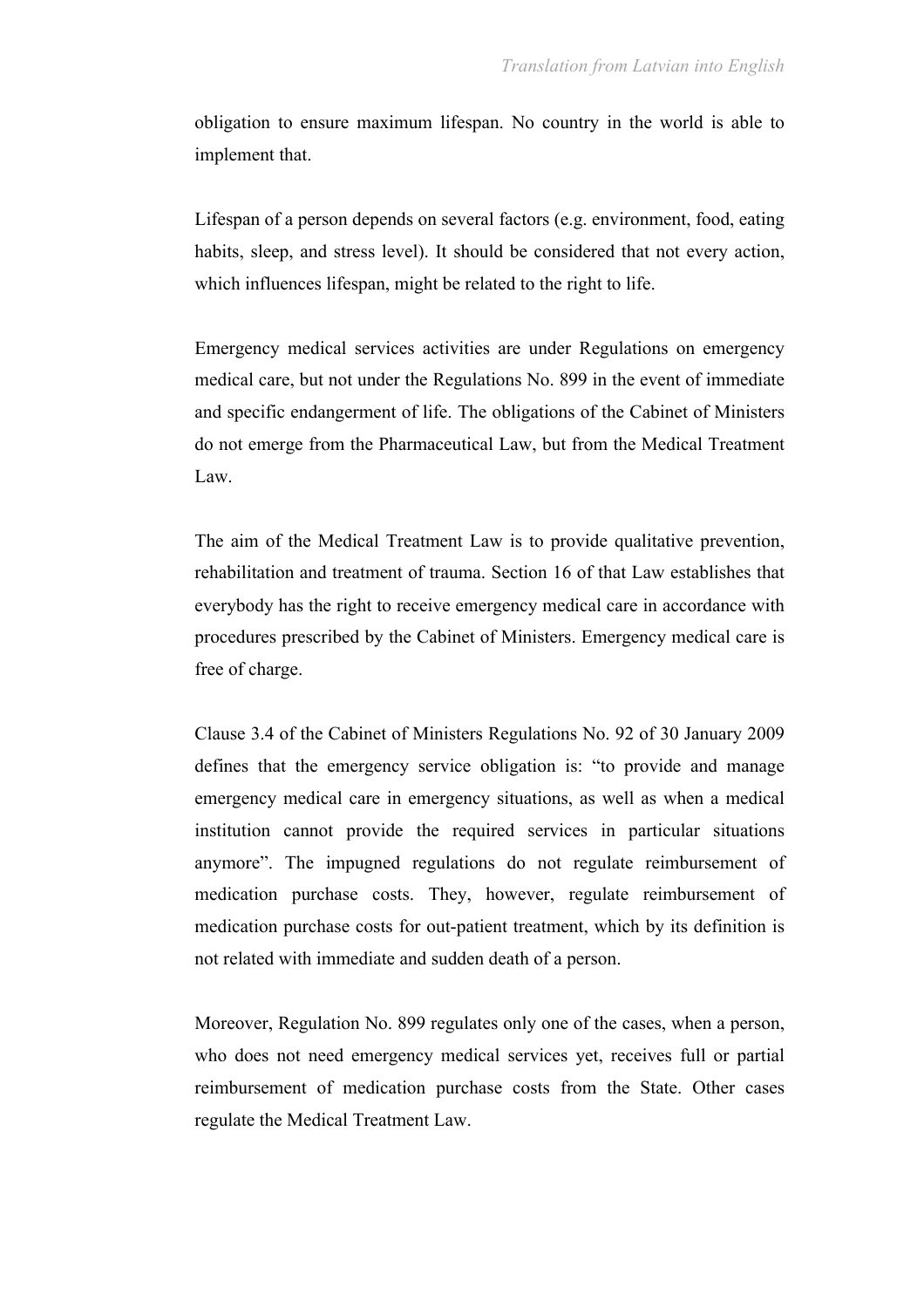obligation to ensure maximum lifespan. No country in the world is able to implement that.

Lifespan of a person depends on several factors (e.g. environment, food, eating habits, sleep, and stress level). It should be considered that not every action, which influences lifespan, might be related to the right to life.

Emergency medical services activities are under Regulations on emergency medical care, but not under the Regulations No. 899 in the event of immediate and specific endangerment of life. The obligations of the Cabinet of Ministers do not emerge from the Pharmaceutical Law, but from the Medical Treatment Law.

The aim of the Medical Treatment Law is to provide qualitative prevention, rehabilitation and treatment of trauma. Section 16 of that Law establishes that everybody has the right to receive emergency medical care in accordance with procedures prescribed by the Cabinet of Ministers. Emergency medical care is free of charge.

Clause 3.4 of the Cabinet of Ministers Regulations No. 92 of 30 January 2009 defines that the emergency service obligation is: "to provide and manage emergency medical care in emergency situations, as well as when a medical institution cannot provide the required services in particular situations anymore". The impugned regulations do not regulate reimbursement of medication purchase costs. They, however, regulate reimbursement of medication purchase costs for out-patient treatment, which by its definition is not related with immediate and sudden death of a person.

Moreover, Regulation No. 899 regulates only one of the cases, when a person, who does not need emergency medical services yet, receives full or partial reimbursement of medication purchase costs from the State. Other cases regulate the Medical Treatment Law.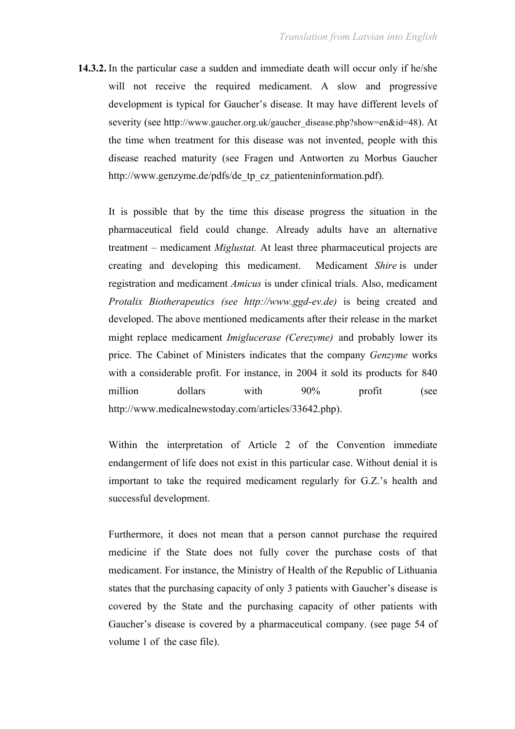**14.3.2.** In the particular case a sudden and immediate death will occur only if he/she will not receive the required medicament. A slow and progressive development is typical for Gaucher's disease. It may have different levels of severity (see http://www.gaucher.org.uk/gaucher_disease.php?show=en&id=48). At the time when treatment for this disease was not invented, people with this disease reached maturity (see Fragen und Antworten zu Morbus Gaucher http://www.genzyme.de/pdfs/de_tp_cz_patienteninformation.pdf).

It is possible that by the time this disease progress the situation in the pharmaceutical field could change. Already adults have an alternative treatment – medicament *Miglustat.* At least three pharmaceutical projects are creating and developing this medicament. Medicament *Shire* is under registration and medicament *Amicus* is under clinical trials. Also, medicament *Protalix Biotherapeutics (see http://www.ggd-ev.de)* is being created and developed. The above mentioned medicaments after their release in the market might replace medicament *Imiglucerase (Cerezyme)* and probably lower its price. The Cabinet of Ministers indicates that the company *Genzyme* works with a considerable profit. For instance, in 2004 it sold its products for 840 million dollars with 90% profit (see http://www.medicalnewstoday.com/articles/33642.php).

Within the interpretation of Article 2 of the Convention immediate endangerment of life does not exist in this particular case. Without denial it is important to take the required medicament regularly for G.Z.'s health and successful development.

Furthermore, it does not mean that a person cannot purchase the required medicine if the State does not fully cover the purchase costs of that medicament. For instance, the Ministry of Health of the Republic of Lithuania states that the purchasing capacity of only 3 patients with Gaucher's disease is covered by the State and the purchasing capacity of other patients with Gaucher's disease is covered by a pharmaceutical company. (see page 54 of volume 1 of the case file).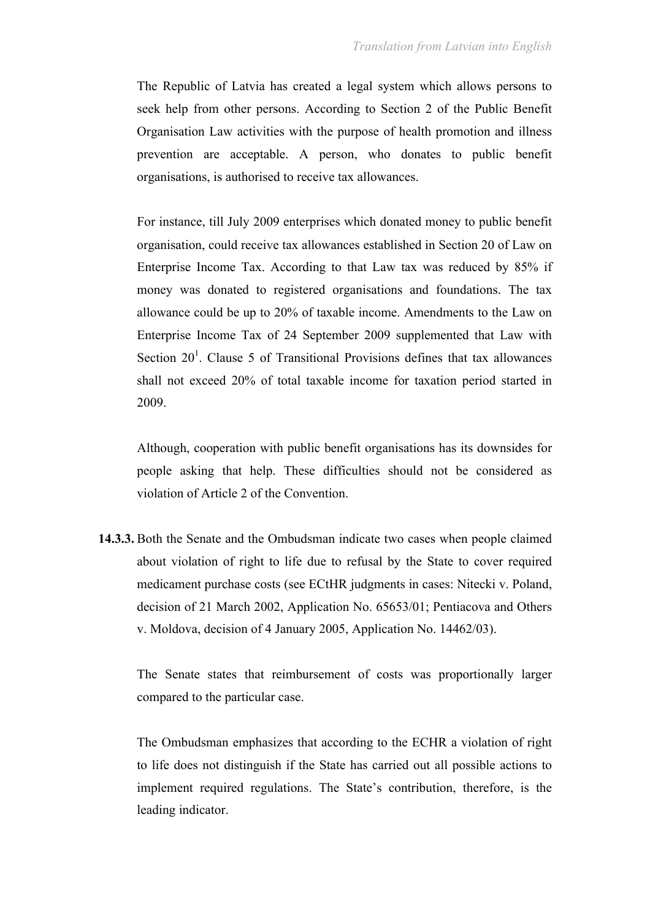The Republic of Latvia has created a legal system which allows persons to seek help from other persons. According to Section 2 of the Public Benefit Organisation Law activities with the purpose of health promotion and illness prevention are acceptable. A person, who donates to public benefit organisations, is authorised to receive tax allowances.

For instance, till July 2009 enterprises which donated money to public benefit organisation, could receive tax allowances established in Section 20 of Law on Enterprise Income Tax. According to that Law tax was reduced by 85% if money was donated to registered organisations and foundations. The tax allowance could be up to 20% of taxable income. Amendments to the Law on Enterprise Income Tax of 24 September 2009 supplemented that Law with Section 20[1]. Clause 5 of Transitional Provisions defines that tax allowances shall not exceed 20% of total taxable income for taxation period started in 2009.

Although, cooperation with public benefit organisations has its downsides for people asking that help. These difficulties should not be considered as violation of Article 2 of the Convention.

**14.3.3.** Both the Senate and the Ombudsman indicate two cases when people claimed about violation of right to life due to refusal by the State to cover required medicament purchase costs (see ECtHR judgments in cases: Nitecki v. Poland, decision of 21 March 2002, Application No. 65653/01; Pentiacova and Others v. Moldova, decision of 4 January 2005, Application No. 14462/03).

The Senate states that reimbursement of costs was proportionally larger compared to the particular case.

The Ombudsman emphasizes that according to the ECHR a violation of right to life does not distinguish if the State has carried out all possible actions to implement required regulations. The State's contribution, therefore, is the leading indicator.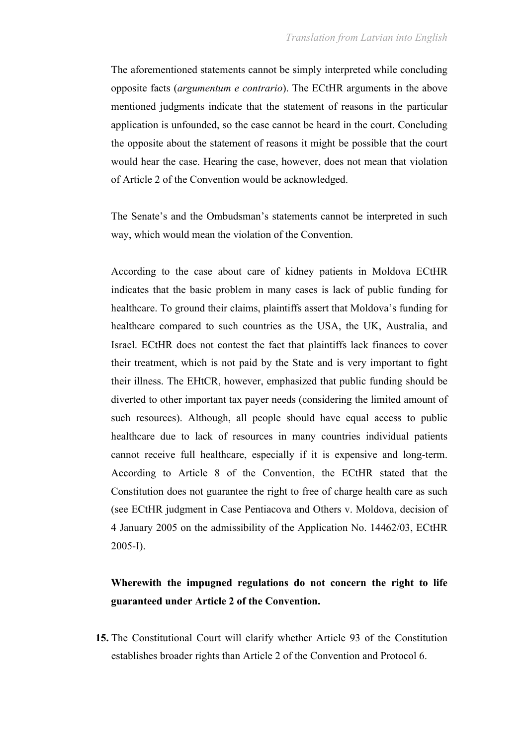The aforementioned statements cannot be simply interpreted while concluding opposite facts (*argumentum e contrario*). The ECtHR arguments in the above mentioned judgments indicate that the statement of reasons in the particular application is unfounded, so the case cannot be heard in the court. Concluding the opposite about the statement of reasons it might be possible that the court would hear the case. Hearing the case, however, does not mean that violation of Article 2 of the Convention would be acknowledged.

The Senate's and the Ombudsman's statements cannot be interpreted in such way, which would mean the violation of the Convention.

According to the case about care of kidney patients in Moldova ECtHR indicates that the basic problem in many cases is lack of public funding for healthcare. To ground their claims, plaintiffs assert that Moldova's funding for healthcare compared to such countries as the USA, the UK, Australia, and Israel. ECtHR does not contest the fact that plaintiffs lack finances to cover their treatment, which is not paid by the State and is very important to fight their illness. The EHtCR, however, emphasized that public funding should be diverted to other important tax payer needs (considering the limited amount of such resources). Although, all people should have equal access to public healthcare due to lack of resources in many countries individual patients cannot receive full healthcare, especially if it is expensive and long-term. According to Article 8 of the Convention, the ECtHR stated that the Constitution does not guarantee the right to free of charge health care as such (see ECtHR judgment in Case Pentiacova and Others v. Moldova, decision of 4 January 2005 on the admissibility of the Application No. 14462/03, ECtHR 2005-I).

**Wherewith the impugned regulations do not concern the right to life guaranteed under Article 2 of the Convention.**

**15.** The Constitutional Court will clarify whether Article 93 of the Constitution establishes broader rights than Article 2 of the Convention and Protocol 6.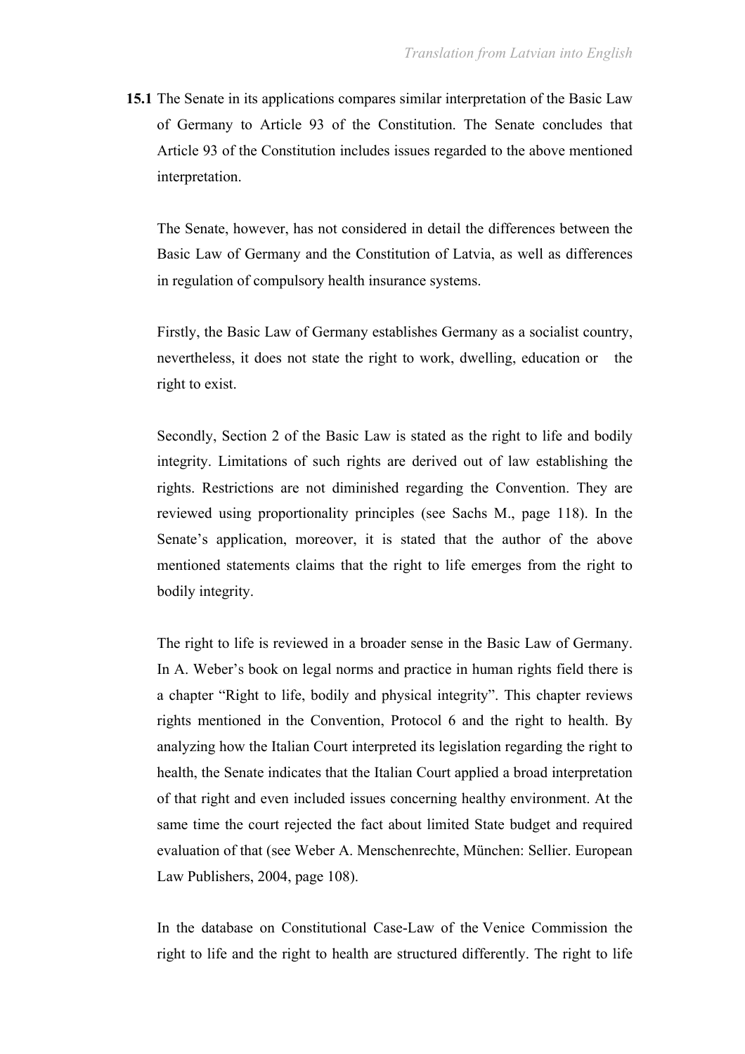**15.1** The Senate in its applications compares similar interpretation of the Basic Law of Germany to Article 93 of the Constitution. The Senate concludes that Article 93 of the Constitution includes issues regarded to the above mentioned interpretation.

The Senate, however, has not considered in detail the differences between the Basic Law of Germany and the Constitution of Latvia, as well as differences in regulation of compulsory health insurance systems.

Firstly, the Basic Law of Germany establishes Germany as a socialist country, nevertheless, it does not state the right to work, dwelling, education or the right to exist.

Secondly, Section 2 of the Basic Law is stated as the right to life and bodily integrity. Limitations of such rights are derived out of law establishing the rights. Restrictions are not diminished regarding the Convention. They are reviewed using proportionality principles (see Sachs M., page 118). In the Senate's application, moreover, it is stated that the author of the above mentioned statements claims that the right to life emerges from the right to bodily integrity.

The right to life is reviewed in a broader sense in the Basic Law of Germany. In A. Weber's book on legal norms and practice in human rights field there is a chapter "Right to life, bodily and physical integrity". This chapter reviews rights mentioned in the Convention, Protocol 6 and the right to health. By analyzing how the Italian Court interpreted its legislation regarding the right to health, the Senate indicates that the Italian Court applied a broad interpretation of that right and even included issues concerning healthy environment. At the same time the court rejected the fact about limited State budget and required evaluation of that (see Weber A. Menschenrechte, München: Sellier. European Law Publishers, 2004, page 108).

In the database on Constitutional Case-Law of the Venice Commission the right to life and the right to health are structured differently. The right to life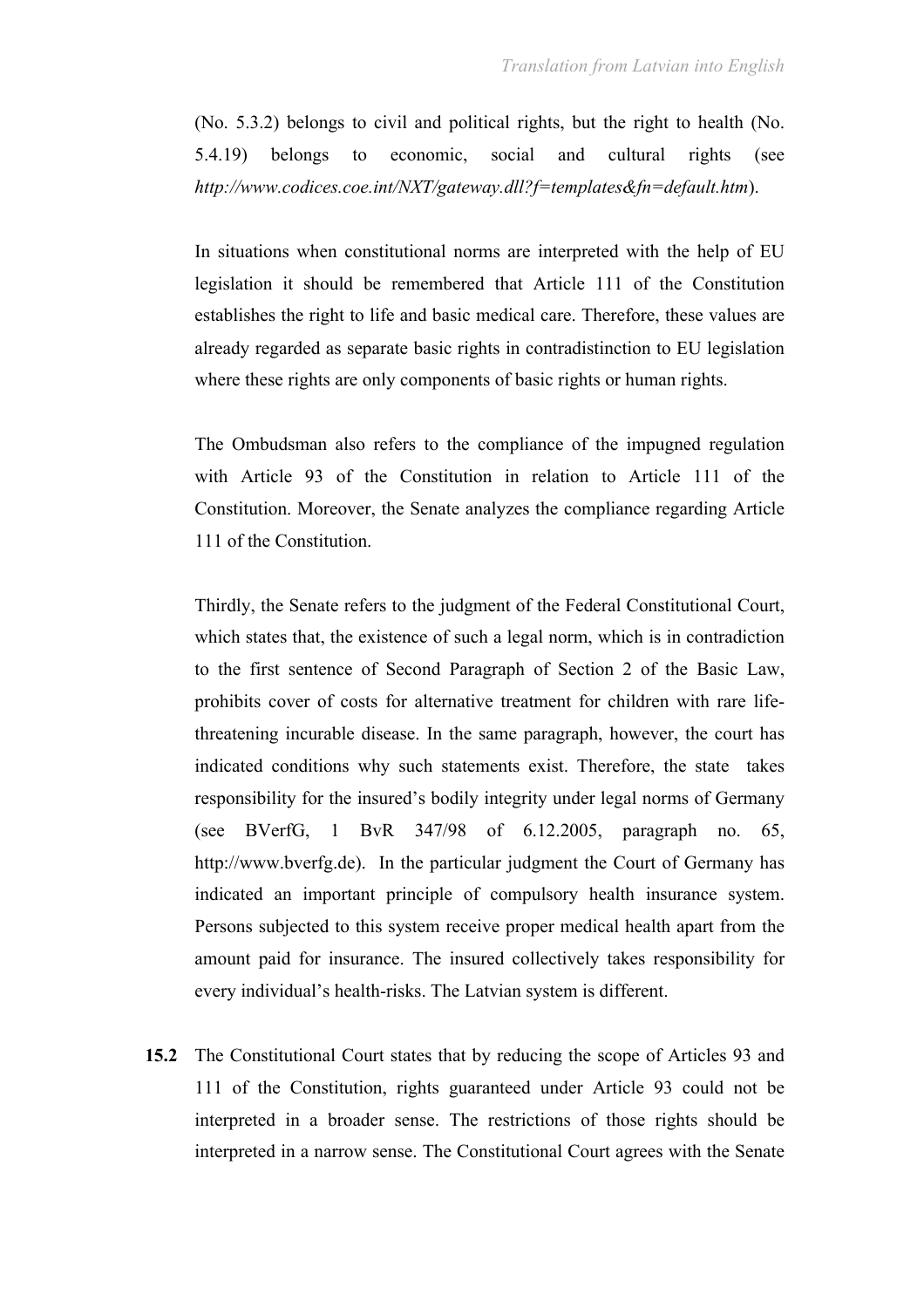(No. 5.3.2) belongs to civil and political rights, but the right to health (No. 5.4.19) belongs to economic, social and cultural rights (see *http://www.codices.coe.int/NXT/gateway.dll?f=templates&fn=default.htm*).

In situations when constitutional norms are interpreted with the help of EU legislation it should be remembered that Article 111 of the Constitution establishes the right to life and basic medical care. Therefore, these values are already regarded as separate basic rights in contradistinction to EU legislation where these rights are only components of basic rights or human rights.

The Ombudsman also refers to the compliance of the impugned regulation with Article 93 of the Constitution in relation to Article 111 of the Constitution. Moreover, the Senate analyzes the compliance regarding Article 111 of the Constitution.

Thirdly, the Senate refers to the judgment of the Federal Constitutional Court, which states that, the existence of such a legal norm, which is in contradiction to the first sentence of Second Paragraph of Section 2 of the Basic Law, prohibits cover of costs for alternative treatment for children with rare life-threatening incurable disease. In the same paragraph, however, the court has indicated conditions why such statements exist. Therefore, the state takes responsibility for the insured's bodily integrity under legal norms of Germany (see BVerfG, 1 BvR 347/98 of 6.12.2005, paragraph no. 65, http://www.bverfg.de). In the particular judgment the Court of Germany has indicated an important principle of compulsory health insurance system. Persons subjected to this system receive proper medical health apart from the amount paid for insurance. The insured collectively takes responsibility for every individual's health-risks. The Latvian system is different.

**15.2** The Constitutional Court states that by reducing the scope of Articles 93 and 111 of the Constitution, rights guaranteed under Article 93 could not be interpreted in a broader sense. The restrictions of those rights should be interpreted in a narrow sense. The Constitutional Court agrees with the Senate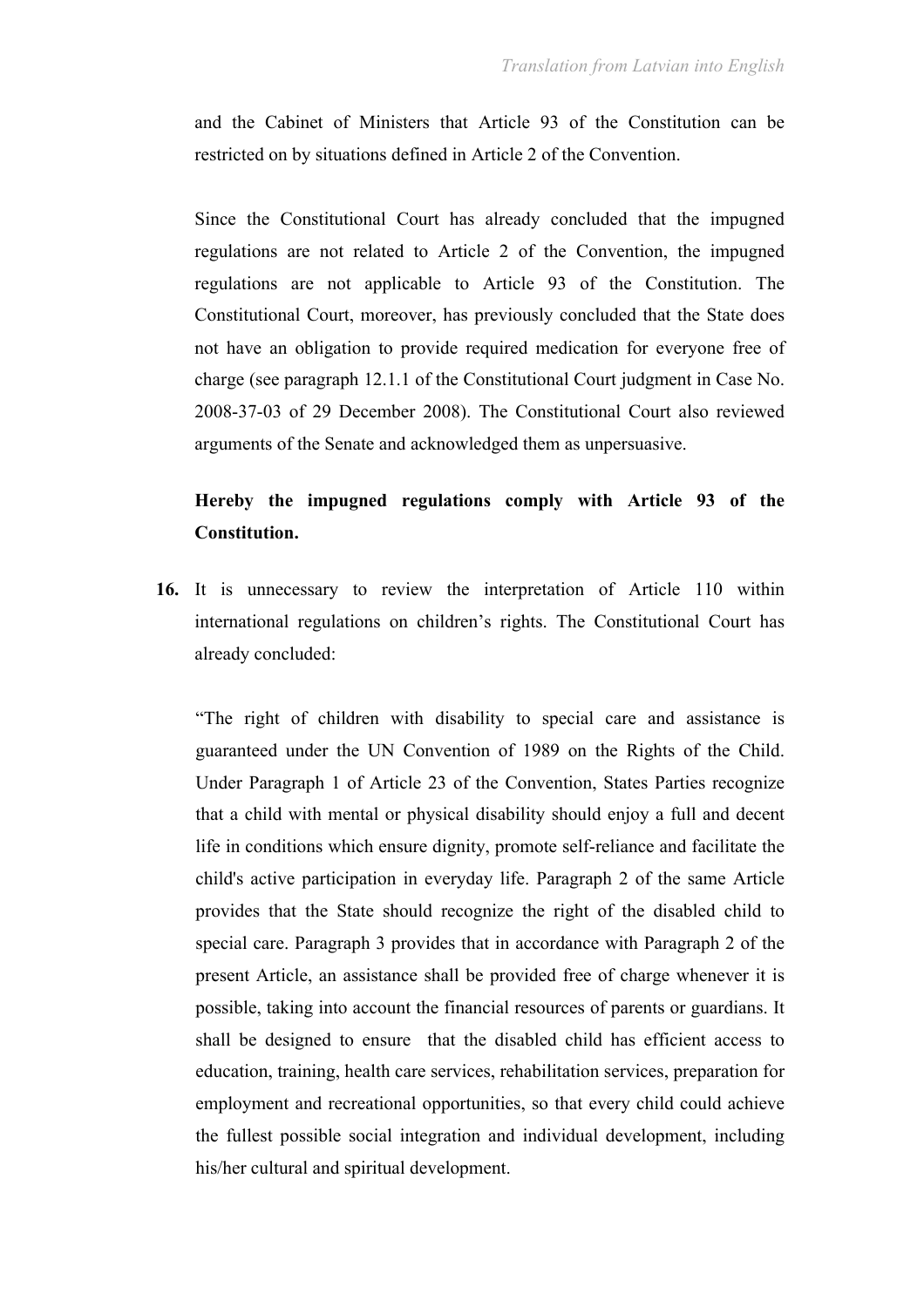and the Cabinet of Ministers that Article 93 of the Constitution can be restricted on by situations defined in Article 2 of the Convention.

Since the Constitutional Court has already concluded that the impugned regulations are not related to Article 2 of the Convention, the impugned regulations are not applicable to Article 93 of the Constitution. The Constitutional Court, moreover, has previously concluded that the State does not have an obligation to provide required medication for everyone free of charge (see paragraph 12.1.1 of the Constitutional Court judgment in Case No. 2008-37-03 of 29 December 2008). The Constitutional Court also reviewed arguments of the Senate and acknowledged them as unpersuasive.

**Hereby the impugned regulations comply with Article 93 of the Constitution.**

**16.** It is unnecessary to review the interpretation of Article 110 within international regulations on children's rights. The Constitutional Court has already concluded:

"The right of children with disability to special care and assistance is guaranteed under the UN Convention of 1989 on the Rights of the Child. Under Paragraph 1 of Article 23 of the Convention, States Parties recognize that a child with mental or physical disability should enjoy a full and decent life in conditions which ensure dignity, promote self-reliance and facilitate the child's active participation in everyday life. Paragraph 2 of the same Article provides that the State should recognize the right of the disabled child to special care. Paragraph 3 provides that in accordance with Paragraph 2 of the present Article, an assistance shall be provided free of charge whenever it is possible, taking into account the financial resources of parents or guardians. It shall be designed to ensure that the disabled child has efficient access to education, training, health care services, rehabilitation services, preparation for employment and recreational opportunities, so that every child could achieve the fullest possible social integration and individual development, including his/her cultural and spiritual development.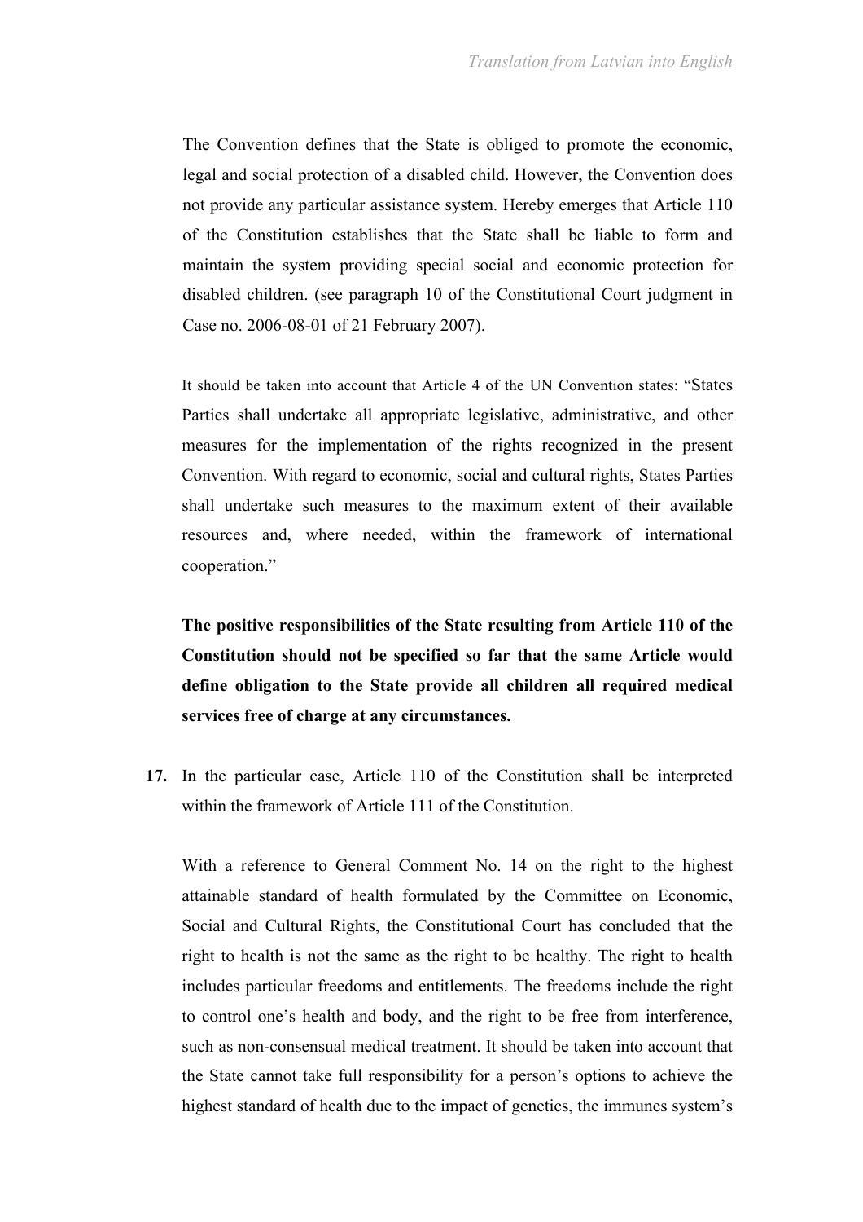The Convention defines that the State is obliged to promote the economic, legal and social protection of a disabled child. However, the Convention does not provide any particular assistance system. Hereby emerges that Article 110 of the Constitution establishes that the State shall be liable to form and maintain the system providing special social and economic protection for disabled children. (see paragraph 10 of the Constitutional Court judgment in Case no. 2006-08-01 of 21 February 2007).

It should be taken into account that Article 4 of the UN Convention states: "States Parties shall undertake all appropriate legislative, administrative, and other measures for the implementation of the rights recognized in the present Convention. With regard to economic, social and cultural rights, States Parties shall undertake such measures to the maximum extent of their available resources and, where needed, within the framework of international cooperation."

**The positive responsibilities of the State resulting from Article 110 of the Constitution should not be specified so far that the same Article would define obligation to the State provide all children all required medical services free of charge at any circumstances.**

**17.** In the particular case, Article 110 of the Constitution shall be interpreted within the framework of Article 111 of the Constitution.

With a reference to General Comment No. 14 on the right to the highest attainable standard of health formulated by the Committee on Economic, Social and Cultural Rights, the Constitutional Court has concluded that the right to health is not the same as the right to be healthy. The right to health includes particular freedoms and entitlements. The freedoms include the right to control one's health and body, and the right to be free from interference, such as non-consensual medical treatment. It should be taken into account that the State cannot take full responsibility for a person's options to achieve the highest standard of health due to the impact of genetics, the immunes system's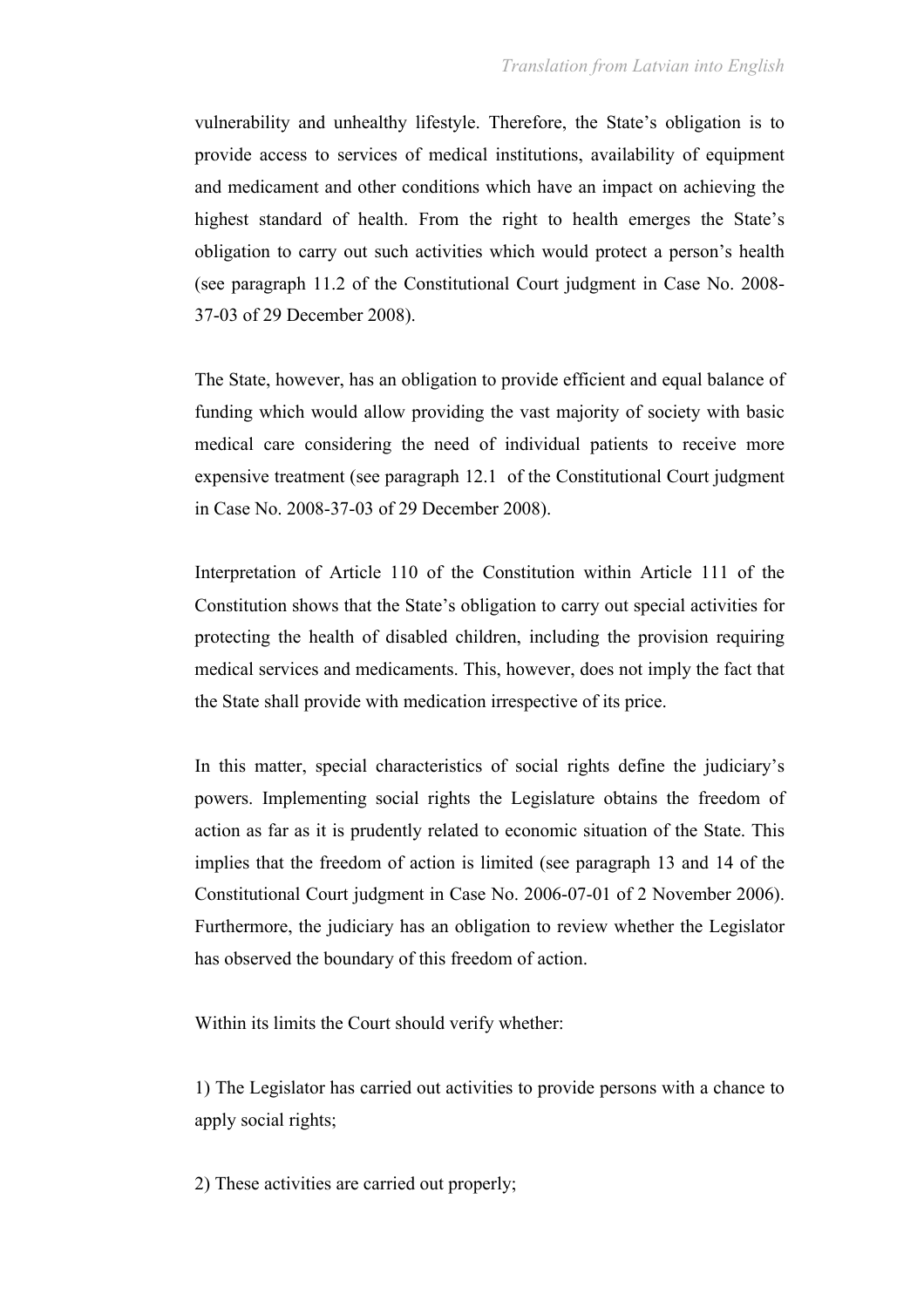vulnerability and unhealthy lifestyle. Therefore, the State's obligation is to provide access to services of medical institutions, availability of equipment and medicament and other conditions which have an impact on achieving the highest standard of health. From the right to health emerges the State's obligation to carry out such activities which would protect a person's health (see paragraph 11.2 of the Constitutional Court judgment in Case No. 2008-37-03 of 29 December 2008).

The State, however, has an obligation to provide efficient and equal balance of funding which would allow providing the vast majority of society with basic medical care considering the need of individual patients to receive more expensive treatment (see paragraph 12.1 of the Constitutional Court judgment in Case No. 2008-37-03 of 29 December 2008).

Interpretation of Article 110 of the Constitution within Article 111 of the Constitution shows that the State's obligation to carry out special activities for protecting the health of disabled children, including the provision requiring medical services and medicaments. This, however, does not imply the fact that the State shall provide with medication irrespective of its price.

In this matter, special characteristics of social rights define the judiciary's powers. Implementing social rights the Legislature obtains the freedom of action as far as it is prudently related to economic situation of the State. This implies that the freedom of action is limited (see paragraph 13 and 14 of the Constitutional Court judgment in Case No. 2006-07-01 of 2 November 2006). Furthermore, the judiciary has an obligation to review whether the Legislator has observed the boundary of this freedom of action.

Within its limits the Court should verify whether:

1) The Legislator has carried out activities to provide persons with a chance to apply social rights;

2) These activities are carried out properly;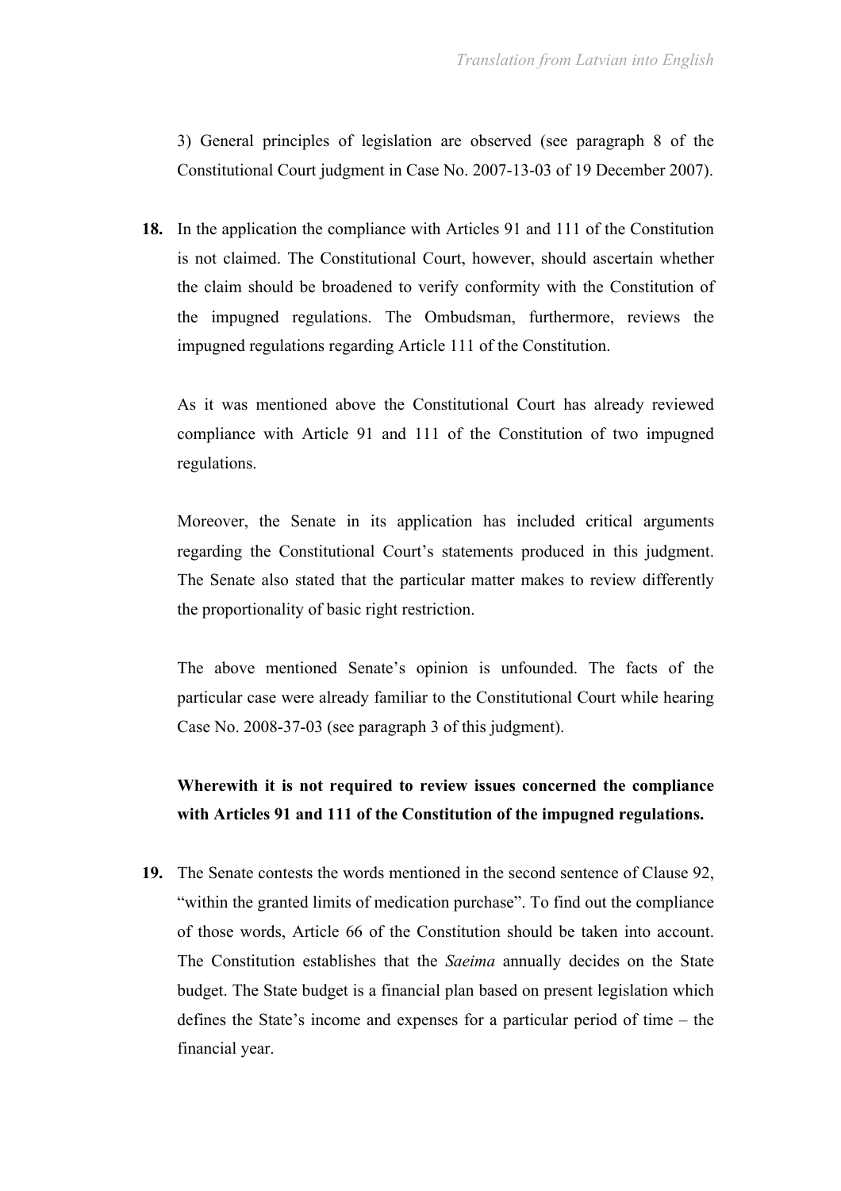3) General principles of legislation are observed (see paragraph 8 of the Constitutional Court judgment in Case No. 2007-13-03 of 19 December 2007).

**18.** In the application the compliance with Articles 91 and 111 of the Constitution is not claimed. The Constitutional Court, however, should ascertain whether the claim should be broadened to verify conformity with the Constitution of the impugned regulations. The Ombudsman, furthermore, reviews the impugned regulations regarding Article 111 of the Constitution.

As it was mentioned above the Constitutional Court has already reviewed compliance with Article 91 and 111 of the Constitution of two impugned regulations.

Moreover, the Senate in its application has included critical arguments regarding the Constitutional Court's statements produced in this judgment. The Senate also stated that the particular matter makes to review differently the proportionality of basic right restriction.

The above mentioned Senate's opinion is unfounded. The facts of the particular case were already familiar to the Constitutional Court while hearing Case No. 2008-37-03 (see paragraph 3 of this judgment).

**Wherewith it is not required to review issues concerned the compliance with Articles 91 and 111 of the Constitution of the impugned regulations.**

**19.** The Senate contests the words mentioned in the second sentence of Clause 92, "within the granted limits of medication purchase". To find out the compliance of those words, Article 66 of the Constitution should be taken into account. The Constitution establishes that the *Saeima* annually decides on the State budget. The State budget is a financial plan based on present legislation which defines the State's income and expenses for a particular period of time – the financial year.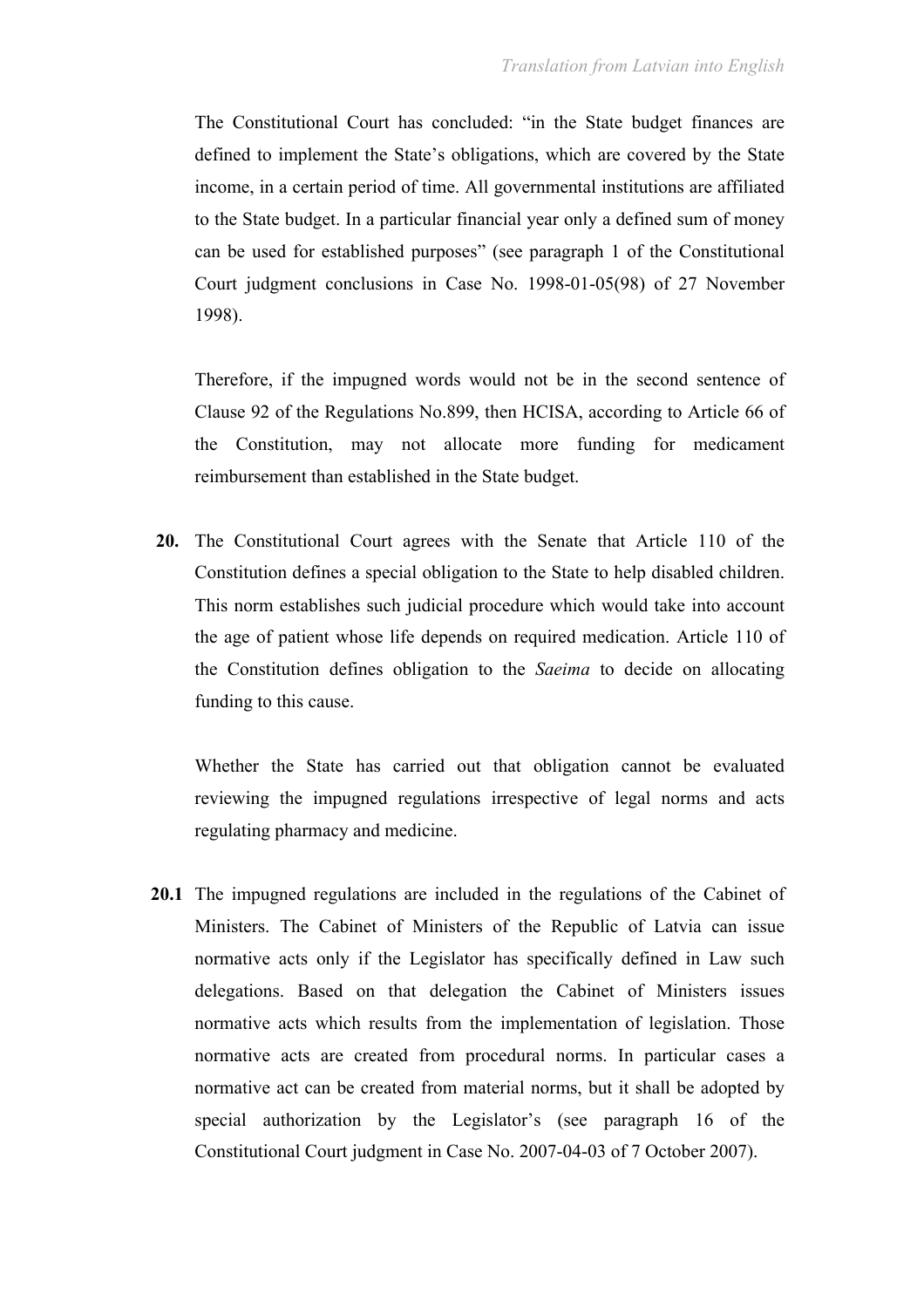The Constitutional Court has concluded: "in the State budget finances are defined to implement the State's obligations, which are covered by the State income, in a certain period of time. All governmental institutions are affiliated to the State budget. In a particular financial year only a defined sum of money can be used for established purposes" (see paragraph 1 of the Constitutional Court judgment conclusions in Case No. 1998-01-05(98) of 27 November 1998).

Therefore, if the impugned words would not be in the second sentence of Clause 92 of the Regulations No.899, then HCISA, according to Article 66 of the Constitution, may not allocate more funding for medicament reimbursement than established in the State budget.

**20.** The Constitutional Court agrees with the Senate that Article 110 of the Constitution defines a special obligation to the State to help disabled children. This norm establishes such judicial procedure which would take into account the age of patient whose life depends on required medication. Article 110 of the Constitution defines obligation to the *Saeima* to decide on allocating funding to this cause.

Whether the State has carried out that obligation cannot be evaluated reviewing the impugned regulations irrespective of legal norms and acts regulating pharmacy and medicine.

**20.1** The impugned regulations are included in the regulations of the Cabinet of Ministers. The Cabinet of Ministers of the Republic of Latvia can issue normative acts only if the Legislator has specifically defined in Law such delegations. Based on that delegation the Cabinet of Ministers issues normative acts which results from the implementation of legislation. Those normative acts are created from procedural norms. In particular cases a normative act can be created from material norms, but it shall be adopted by special authorization by the Legislator's (see paragraph 16 of the Constitutional Court judgment in Case No. 2007-04-03 of 7 October 2007).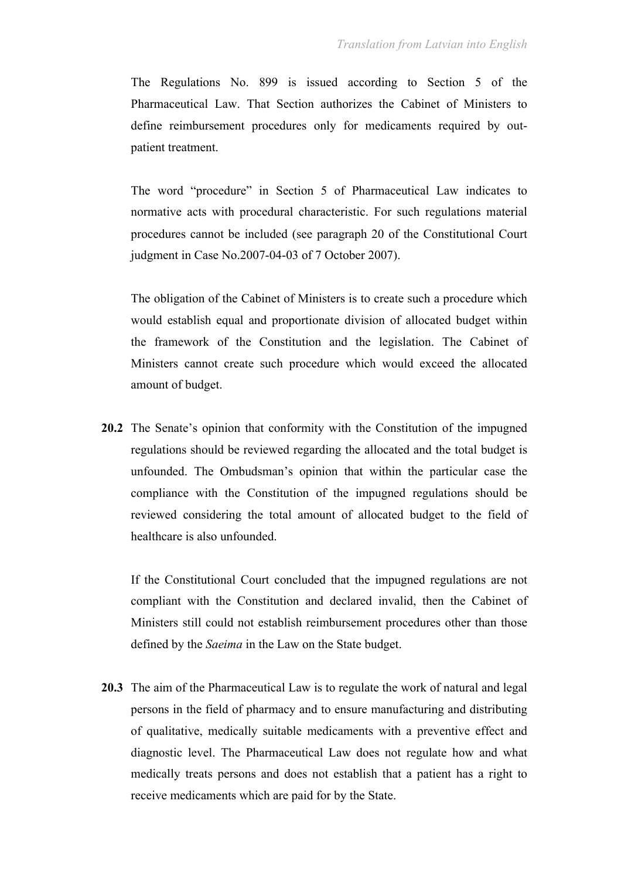The Regulations No. 899 is issued according to Section 5 of the Pharmaceutical Law. That Section authorizes the Cabinet of Ministers to define reimbursement procedures only for medicaments required by out-patient treatment.

The word "procedure" in Section 5 of Pharmaceutical Law indicates to normative acts with procedural characteristic. For such regulations material procedures cannot be included (see paragraph 20 of the Constitutional Court judgment in Case No.2007-04-03 of 7 October 2007).

The obligation of the Cabinet of Ministers is to create such a procedure which would establish equal and proportionate division of allocated budget within the framework of the Constitution and the legislation. The Cabinet of Ministers cannot create such procedure which would exceed the allocated amount of budget.

**20.2** The Senate's opinion that conformity with the Constitution of the impugned regulations should be reviewed regarding the allocated and the total budget is unfounded. The Ombudsman's opinion that within the particular case the compliance with the Constitution of the impugned regulations should be reviewed considering the total amount of allocated budget to the field of healthcare is also unfounded.

If the Constitutional Court concluded that the impugned regulations are not compliant with the Constitution and declared invalid, then the Cabinet of Ministers still could not establish reimbursement procedures other than those defined by the *Saeima* in the Law on the State budget.

**20.3** The aim of the Pharmaceutical Law is to regulate the work of natural and legal persons in the field of pharmacy and to ensure manufacturing and distributing of qualitative, medically suitable medicaments with a preventive effect and diagnostic level. The Pharmaceutical Law does not regulate how and what medically treats persons and does not establish that a patient has a right to receive medicaments which are paid for by the State.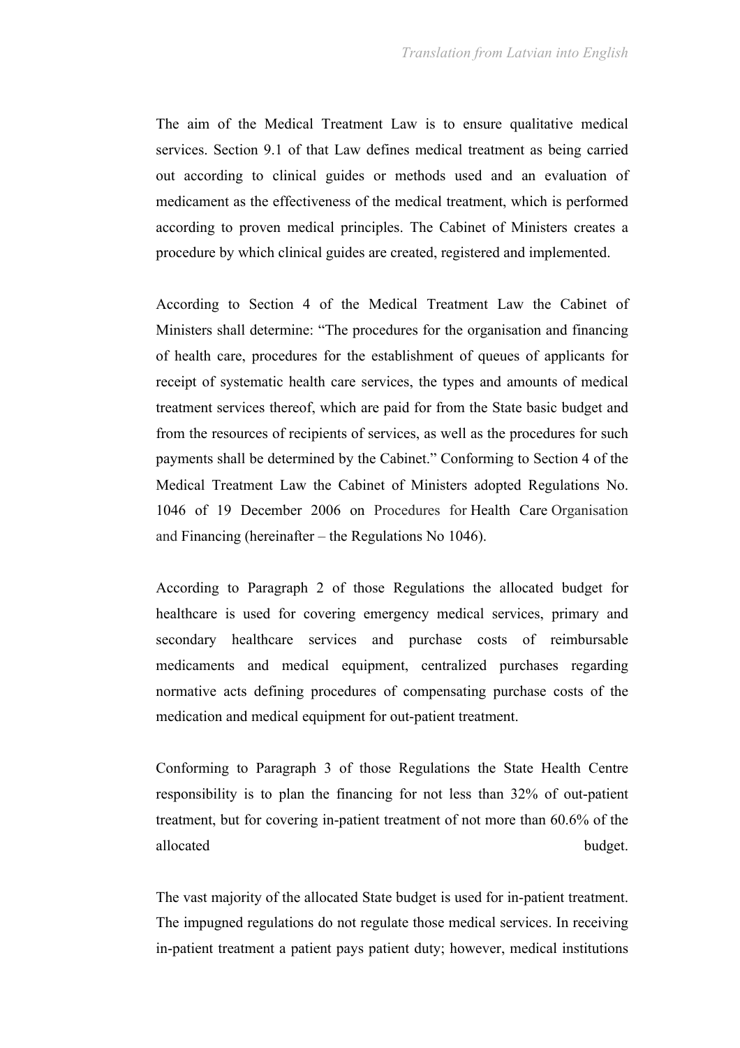The aim of the Medical Treatment Law is to ensure qualitative medical services. Section 9.1 of that Law defines medical treatment as being carried out according to clinical guides or methods used and an evaluation of medicament as the effectiveness of the medical treatment, which is performed according to proven medical principles. The Cabinet of Ministers creates a procedure by which clinical guides are created, registered and implemented.

According to Section 4 of the Medical Treatment Law the Cabinet of Ministers shall determine: "The procedures for the organisation and financing of health care, procedures for the establishment of queues of applicants for receipt of systematic health care services, the types and amounts of medical treatment services thereof, which are paid for from the State basic budget and from the resources of recipients of services, as well as the procedures for such payments shall be determined by the Cabinet." Conforming to Section 4 of the Medical Treatment Law the Cabinet of Ministers adopted Regulations No. 1046 of 19 December 2006 on Procedures for Health Care Organisation and Financing (hereinafter – the Regulations No 1046).

According to Paragraph 2 of those Regulations the allocated budget for healthcare is used for covering emergency medical services, primary and secondary healthcare services and purchase costs of reimbursable medicaments and medical equipment, centralized purchases regarding normative acts defining procedures of compensating purchase costs of the medication and medical equipment for out-patient treatment.

Conforming to Paragraph 3 of those Regulations the State Health Centre responsibility is to plan the financing for not less than 32% of out-patient treatment, but for covering in-patient treatment of not more than 60.6% of the allocated budget.

The vast majority of the allocated State budget is used for in-patient treatment. The impugned regulations do not regulate those medical services. In receiving in-patient treatment a patient pays patient duty; however, medical institutions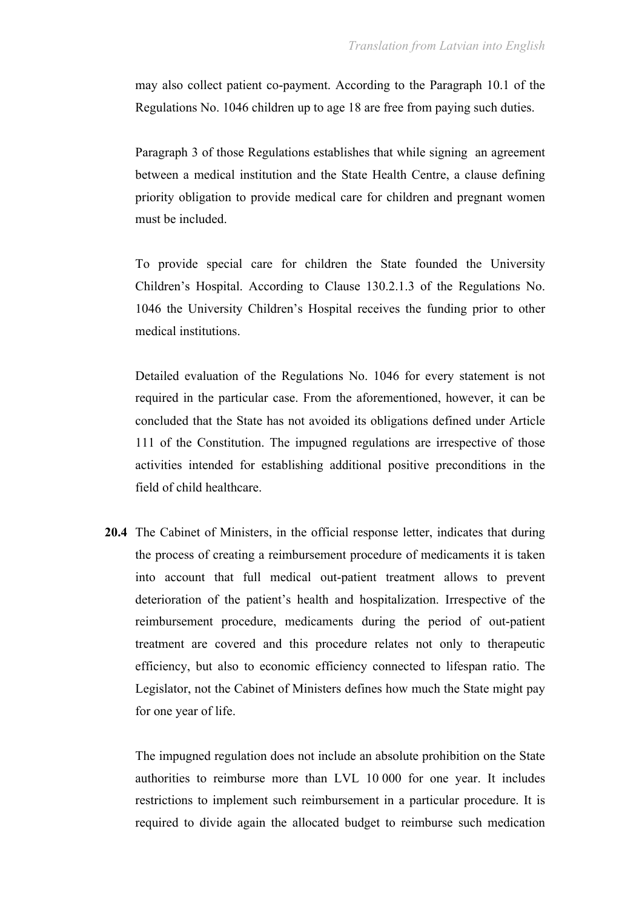may also collect patient co-payment. According to the Paragraph 10.1 of the Regulations No. 1046 children up to age 18 are free from paying such duties.

Paragraph 3 of those Regulations establishes that while signing  an agreement between a medical institution and the State Health Centre, a clause defining priority obligation to provide medical care for children and pregnant women must be included.

To provide special care for children the State founded the University Children's Hospital. According to Clause 130.2.1.3 of the Regulations No. 1046 the University Children's Hospital receives the funding prior to other medical institutions.

Detailed evaluation of the Regulations No. 1046 for every statement is not required in the particular case. From the aforementioned, however, it can be concluded that the State has not avoided its obligations defined under Article 111 of the Constitution. The impugned regulations are irrespective of those activities intended for establishing additional positive preconditions in the field of child healthcare.

**20.4** The Cabinet of Ministers, in the official response letter, indicates that during the process of creating a reimbursement procedure of medicaments it is taken into account that full medical out-patient treatment allows to prevent deterioration of the patient's health and hospitalization. Irrespective of the reimbursement procedure, medicaments during the period of out-patient treatment are covered and this procedure relates not only to therapeutic efficiency, but also to economic efficiency connected to lifespan ratio. The Legislator, not the Cabinet of Ministers defines how much the State might pay for one year of life.

The impugned regulation does not include an absolute prohibition on the State authorities to reimburse more than LVL 10 000 for one year. It includes restrictions to implement such reimbursement in a particular procedure. It is required to divide again the allocated budget to reimburse such medication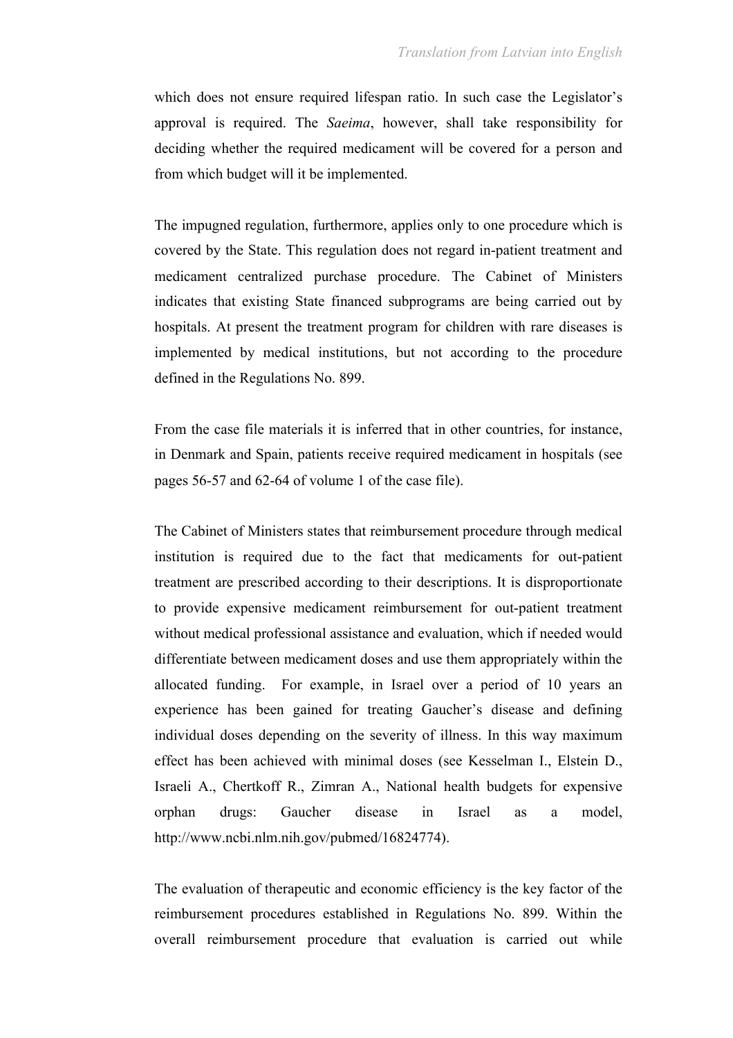which does not ensure required lifespan ratio. In such case the Legislator's approval is required. The *Saeima*, however, shall take responsibility for deciding whether the required medicament will be covered for a person and from which budget will it be implemented.

The impugned regulation, furthermore, applies only to one procedure which is covered by the State. This regulation does not regard in-patient treatment and medicament centralized purchase procedure. The Cabinet of Ministers indicates that existing State financed subprograms are being carried out by hospitals. At present the treatment program for children with rare diseases is implemented by medical institutions, but not according to the procedure defined in the Regulations No. 899.

From the case file materials it is inferred that in other countries, for instance, in Denmark and Spain, patients receive required medicament in hospitals (see pages 56-57 and 62-64 of volume 1 of the case file).

The Cabinet of Ministers states that reimbursement procedure through medical institution is required due to the fact that medicaments for out-patient treatment are prescribed according to their descriptions. It is disproportionate to provide expensive medicament reimbursement for out-patient treatment without medical professional assistance and evaluation, which if needed would differentiate between medicament doses and use them appropriately within the allocated funding. For example, in Israel over a period of 10 years an experience has been gained for treating Gaucher's disease and defining individual doses depending on the severity of illness. In this way maximum effect has been achieved with minimal doses (see Kesselman I., Elstein D., Israeli A., Chertkoff R., Zimran A., National health budgets for expensive orphan drugs: Gaucher disease in Israel as a model, http://www.ncbi.nlm.nih.gov/pubmed/16824774).

The evaluation of therapeutic and economic efficiency is the key factor of the reimbursement procedures established in Regulations No. 899. Within the overall reimbursement procedure that evaluation is carried out while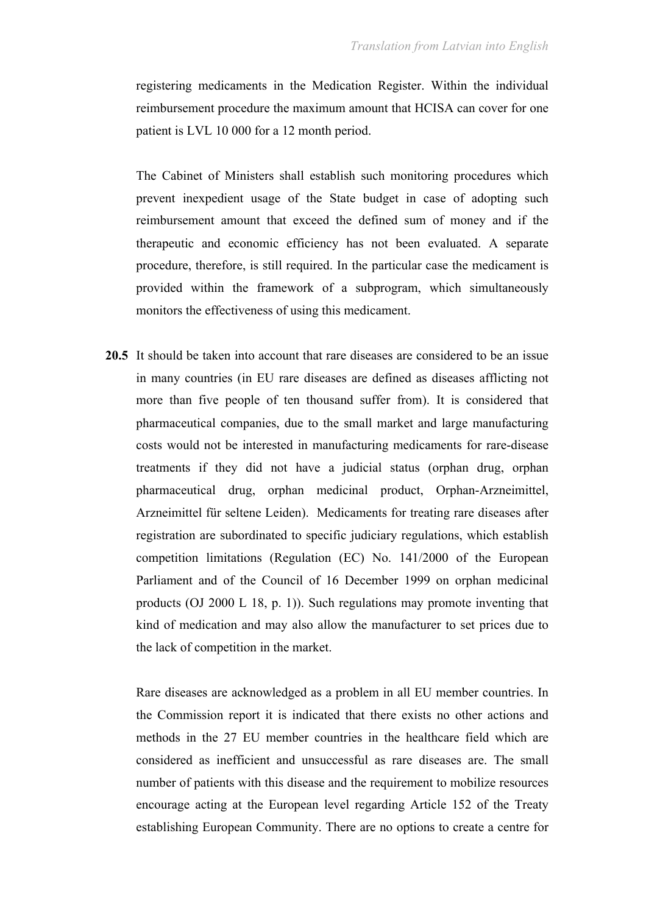registering medicaments in the Medication Register. Within the individual reimbursement procedure the maximum amount that HCISA can cover for one patient is LVL 10 000 for a 12 month period.

The Cabinet of Ministers shall establish such monitoring procedures which prevent inexpedient usage of the State budget in case of adopting such reimbursement amount that exceed the defined sum of money and if the therapeutic and economic efficiency has not been evaluated. A separate procedure, therefore, is still required. In the particular case the medicament is provided within the framework of a subprogram, which simultaneously monitors the effectiveness of using this medicament.

**20.5** It should be taken into account that rare diseases are considered to be an issue in many countries (in EU rare diseases are defined as diseases afflicting not more than five people of ten thousand suffer from). It is considered that pharmaceutical companies, due to the small market and large manufacturing costs would not be interested in manufacturing medicaments for rare-disease treatments if they did not have a judicial status (orphan drug, orphan pharmaceutical drug, orphan medicinal product, Orphan-Arzneimittel, Arzneimittel für seltene Leiden). Medicaments for treating rare diseases after registration are subordinated to specific judiciary regulations, which establish competition limitations (Regulation (EC) No. 141/2000 of the European Parliament and of the Council of 16 December 1999 on orphan medicinal products (OJ 2000 L 18, p. 1)). Such regulations may promote inventing that kind of medication and may also allow the manufacturer to set prices due to the lack of competition in the market.

Rare diseases are acknowledged as a problem in all EU member countries. In the Commission report it is indicated that there exists no other actions and methods in the 27 EU member countries in the healthcare field which are considered as inefficient and unsuccessful as rare diseases are. The small number of patients with this disease and the requirement to mobilize resources encourage acting at the European level regarding Article 152 of the Treaty establishing European Community. There are no options to create a centre for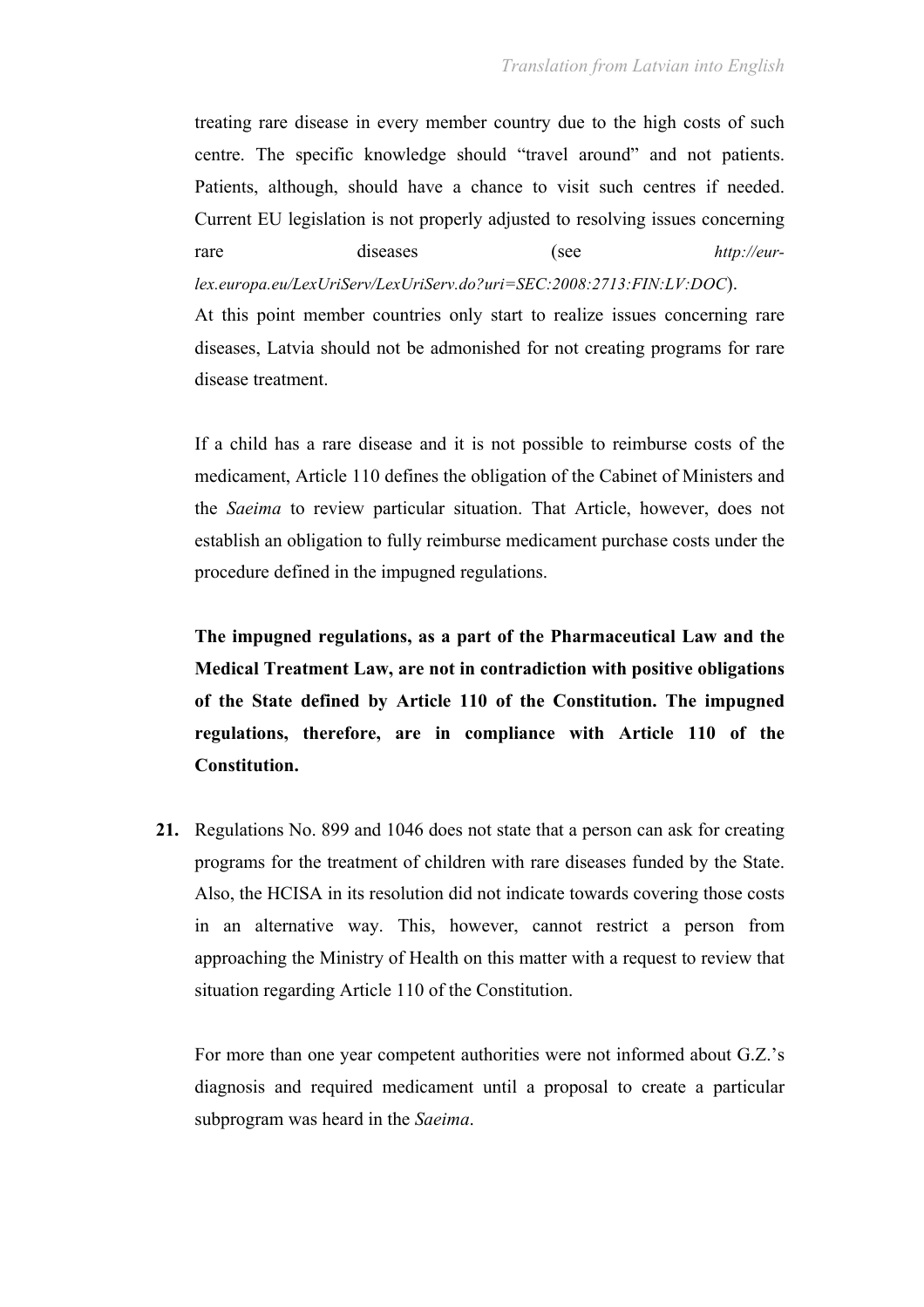treating rare disease in every member country due to the high costs of such centre. The specific knowledge should "travel around" and not patients. Patients, although, should have a chance to visit such centres if needed. Current EU legislation is not properly adjusted to resolving issues concerning rare diseases (see *http://eur-lex.europa.eu/LexUriServ/LexUriServ.do?uri=SEC:2008:2713:FIN:LV:DOC*).

At this point member countries only start to realize issues concerning rare diseases, Latvia should not be admonished for not creating programs for rare disease treatment.

If a child has a rare disease and it is not possible to reimburse costs of the medicament, Article 110 defines the obligation of the Cabinet of Ministers and the *Saeima* to review particular situation. That Article, however, does not establish an obligation to fully reimburse medicament purchase costs under the procedure defined in the impugned regulations.

**The impugned regulations, as a part of the Pharmaceutical Law and the Medical Treatment Law, are not in contradiction with positive obligations of the State defined by Article 110 of the Constitution. The impugned regulations, therefore, are in compliance with Article 110 of the Constitution.**

**21.** Regulations No. 899 and 1046 does not state that a person can ask for creating programs for the treatment of children with rare diseases funded by the State. Also, the HCISA in its resolution did not indicate towards covering those costs in an alternative way. This, however, cannot restrict a person from approaching the Ministry of Health on this matter with a request to review that situation regarding Article 110 of the Constitution.

For more than one year competent authorities were not informed about G.Z.'s diagnosis and required medicament until a proposal to create a particular subprogram was heard in the *Saeima*.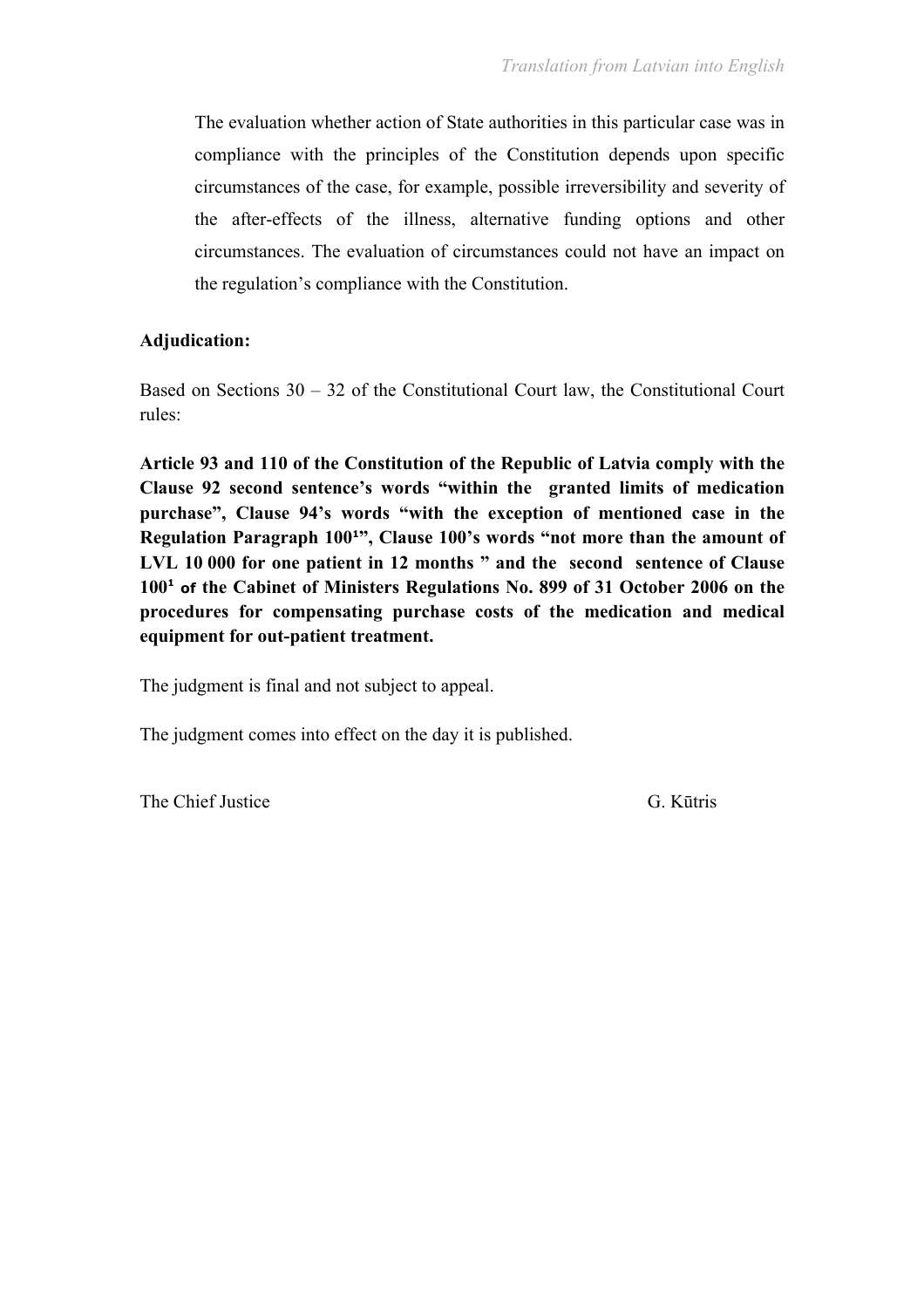The evaluation whether action of State authorities in this particular case was in compliance with the principles of the Constitution depends upon specific circumstances of the case, for example, possible irreversibility and severity of the after-effects of the illness, alternative funding options and other circumstances. The evaluation of circumstances could not have an impact on the regulation's compliance with the Constitution.

**Adjudication:**

Based on Sections 30 – 32 of the Constitutional Court law, the Constitutional Court rules:

**Article 93 and 110 of the Constitution of the Republic of Latvia comply with the Clause 92 second sentence's words "within the granted limits of medication purchase", Clause 94's words "with the exception of mentioned case in the Regulation Paragraph 100¹", Clause 100's words "not more than the amount of LVL 10 000 for one patient in 12 months " and the second sentence of Clause 100¹ of the Cabinet of Ministers Regulations No. 899 of 31 October 2006 on the procedures for compensating purchase costs of the medication and medical equipment for out-patient treatment.**

The judgment is final and not subject to appeal.

The judgment comes into effect on the day it is published.

The Chief Justice G. Kūtris